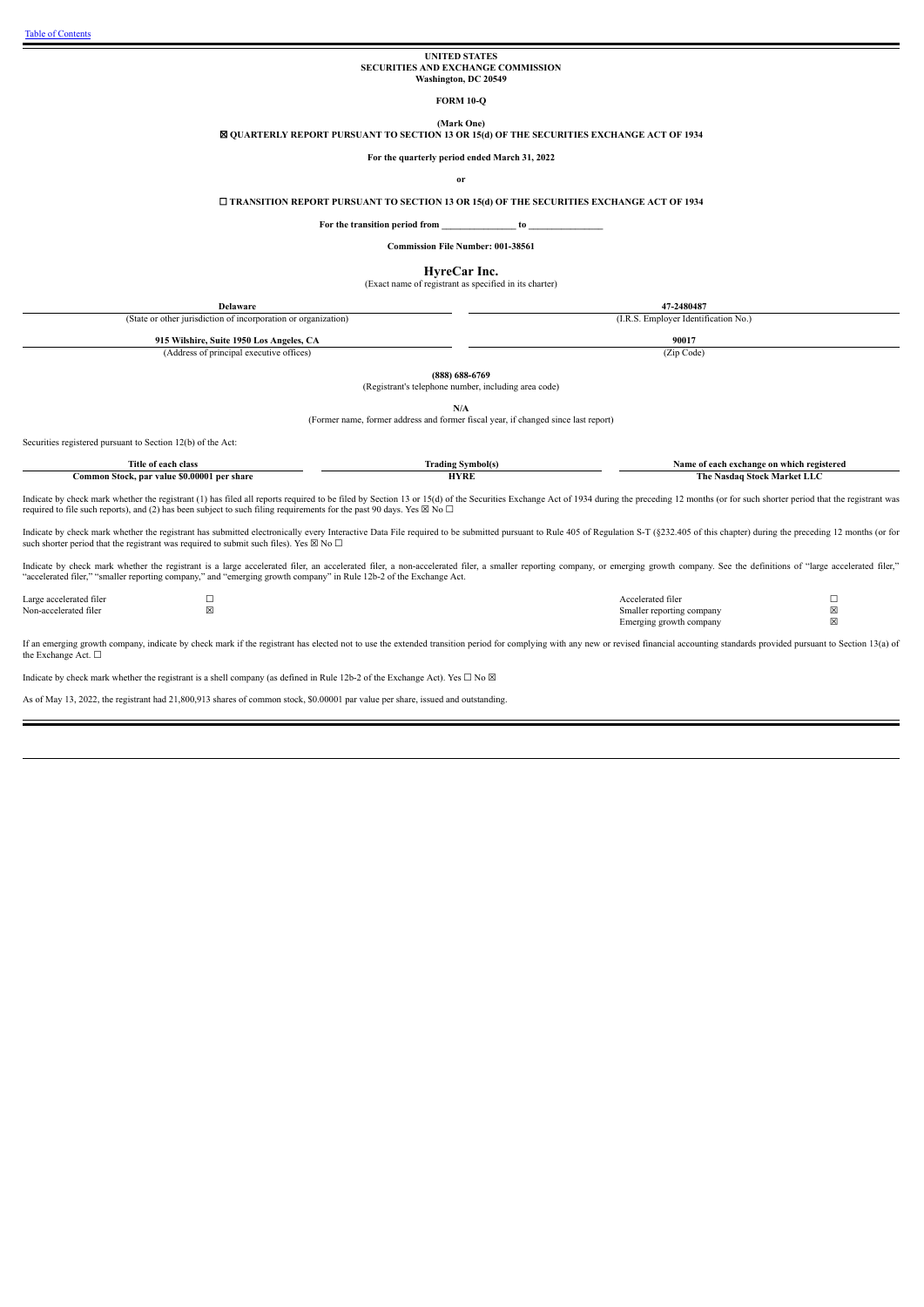[Table of Contents](#)

**UNITED STATES**
**SECURITIES AND EXCHANGE COMMISSION**
**Washington, DC 20549**

**FORM 10-Q**

**(Mark One)**

☒ **QUARTERLY REPORT PURSUANT TO SECTION 13 OR 15(d) OF THE SECURITIES EXCHANGE ACT OF 1934**

**For the quarterly period ended March 31, 2022**

**or**

☐ **TRANSITION REPORT PURSUANT TO SECTION 13 OR 15(d) OF THE SECURITIES EXCHANGE ACT OF 1934**

**For the transition period from _______________ to _______________**

**Commission File Number: 001-38561**

# HyreCar Inc.

(Exact name of registrant as specified in its charter)

| **Delaware** | **47-2480487** |
|---|---|
| (State or other jurisdiction of incorporation or organization) | (I.R.S. Employer Identification No.) |
| **915 Wilshire, Suite 1950 Los Angeles, CA** | **90017** |
| (Address of principal executive offices) | (Zip Code) |

**(888) 688-6769**
(Registrant's telephone number, including area code)

**N/A**
(Former name, former address and former fiscal year, if changed since last report)

Securities registered pursuant to Section 12(b) of the Act:

| Title of each class | Trading Symbol(s) | Name of each exchange on which registered |
|---|---|---|
| **Common Stock, par value $0.00001 per share** | **HYRE** | **The Nasdaq Stock Market LLC** |

Indicate by check mark whether the registrant (1) has filed all reports required to be filed by Section 13 or 15(d) of the Securities Exchange Act of 1934 during the preceding 12 months (or for such shorter period that the registrant was required to file such reports), and (2) has been subject to such filing requirements for the past 90 days. Yes ☒ No ☐

Indicate by check mark whether the registrant has submitted electronically every Interactive Data File required to be submitted pursuant to Rule 405 of Regulation S-T (§232.405 of this chapter) during the preceding 12 months (or for such shorter period that the registrant was required to submit such files). Yes ☒ No ☐

Indicate by check mark whether the registrant is a large accelerated filer, an accelerated filer, a non-accelerated filer, a smaller reporting company, or emerging growth company. See the definitions of "large accelerated filer," "accelerated filer," "smaller reporting company," and "emerging growth company" in Rule 12b-2 of the Exchange Act.

| | | | |
|---|---|---|---|
| Large accelerated filer | ☐ | Accelerated filer | ☐ |
| Non-accelerated filer | ☒ | Smaller reporting company | ☒ |
| | | Emerging growth company | ☒ |

If an emerging growth company, indicate by check mark if the registrant has elected not to use the extended transition period for complying with any new or revised financial accounting standards provided pursuant to Section 13(a) of the Exchange Act. ☐

Indicate by check mark whether the registrant is a shell company (as defined in Rule 12b-2 of the Exchange Act). Yes ☐ No ☒

As of May 13, 2022, the registrant had 21,800,913 shares of common stock, $0.00001 par value per share, issued and outstanding.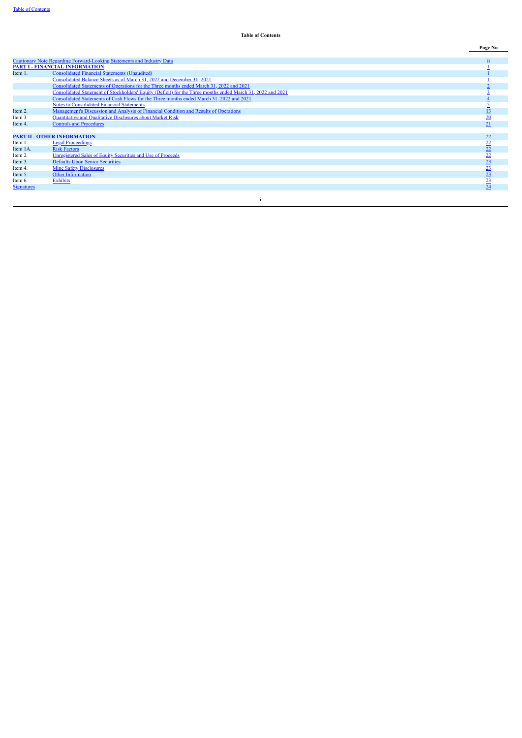**Table of Contents**

| | | Page No |
|---|---|---|
| Cautionary Note Regarding Forward-Looking Statements and Industry Data | | ii |
| **PART I - FINANCIAL INFORMATION** | | 1 |
| Item 1. | Consolidated Financial Statements (Unaudited) | 1 |
| | Consolidated Balance Sheets as of March 31, 2022 and December 31, 2021 | 1 |
| | Consolidated Statements of Operations for the Three months ended March 31, 2022 and 2021 | 2 |
| | Consolidated Statement of Stockholders' Equity (Deficit) for the Three months ended March 31, 2022 and 2021 | 3 |
| | Consolidated Statements of Cash Flows for the Three months ended March 31, 2022 and 2021 | 4 |
| | Notes to Consolidated Financial Statements | 5 |
| Item 2. | Management's Discussion and Analysis of Financial Condition and Results of Operations | 13 |
| Item 3. | Quantitative and Qualitative Disclosures about Market Risk | 20 |
| Item 4. | Controls and Procedures | 21 |
| | | |
| **PART II - OTHER INFORMATION** | | 22 |
| Item 1. | Legal Proceedings | 22 |
| Item 1A. | Risk Factors | 22 |
| Item 2. | Unregistered Sales of Equity Securities and Use of Proceeds | 22 |
| Item 3. | Defaults Upon Senior Securities | 23 |
| Item 4. | Mine Safety Disclosures | 23 |
| Item 5. | Other Information | 23 |
| Item 6. | Exhibits | 23 |
| Signatures | | 24 |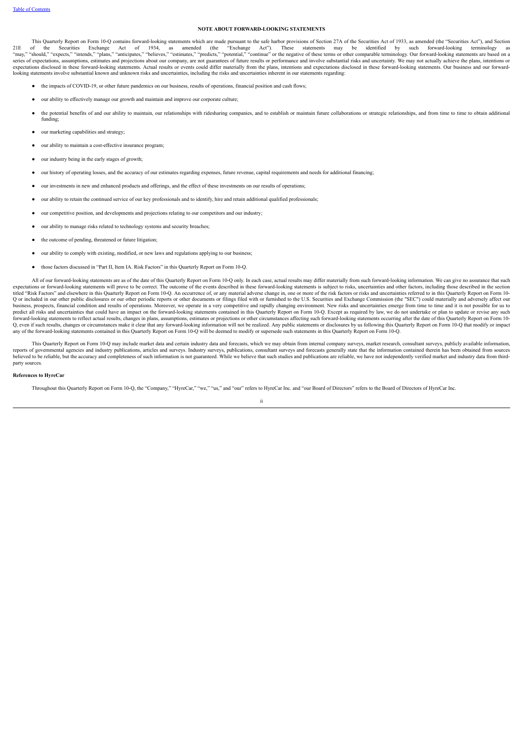## NOTE ABOUT FORWARD-LOOKING STATEMENTS

This Quarterly Report on Form 10-Q contains forward-looking statements which are made pursuant to the safe harbor provisions of Section 27A of the Securities Act of 1933, as amended (the "Securities Act"), and Section 21E of the Securities Exchange Act of 1934, as amended (the "Exchange Act"). These statements may be identified by such forward-looking terminology as "may," "should," "expects," "intends," "plans," "anticipates," "believes," "estimates," "predicts," "potential," "continue" or the negative of these terms or other comparable terminology. Our forward-looking statements are based on a series of expectations, assumptions, estimates and projections about our company, are not guarantees of future results or performance and involve substantial risks and uncertainty. We may not actually achieve the plans, intentions or expectations disclosed in these forward-looking statements. Actual results or events could differ materially from the plans, intentions and expectations disclosed in these forward-looking statements. Our business and our forward-looking statements involve substantial known and unknown risks and uncertainties, including the risks and uncertainties inherent in our statements regarding:

- the impacts of COVID-19, or other future pandemics on our business, results of operations, financial position and cash flows;
- our ability to effectively manage our growth and maintain and improve our corporate culture;
- the potential benefits of and our ability to maintain, our relationships with ridesharing companies, and to establish or maintain future collaborations or strategic relationships, and from time to time to obtain additional funding;
- our marketing capabilities and strategy;
- our ability to maintain a cost-effective insurance program;
- our industry being in the early stages of growth;
- our history of operating losses, and the accuracy of our estimates regarding expenses, future revenue, capital requirements and needs for additional financing;
- our investments in new and enhanced products and offerings, and the effect of these investments on our results of operations;
- our ability to retain the continued service of our key professionals and to identify, hire and retain additional qualified professionals;
- our competitive position, and developments and projections relating to our competitors and our industry;
- our ability to manage risks related to technology systems and security breaches;
- the outcome of pending, threatened or future litigation;
- our ability to comply with existing, modified, or new laws and regulations applying to our business;
- those factors discussed in "Part II, Item IA. Risk Factors" in this Quarterly Report on Form 10-Q.

All of our forward-looking statements are as of the date of this Quarterly Report on Form 10-Q only. In each case, actual results may differ materially from such forward-looking information. We can give no assurance that such expectations or forward-looking statements will prove to be correct. The outcome of the events described in these forward-looking statements is subject to risks, uncertainties and other factors, including those described in the section titled "Risk Factors" and elsewhere in this Quarterly Report on Form 10-Q. An occurrence of, or any material adverse change in, one or more of the risk factors or risks and uncertainties referred to in this Quarterly Report on Form 10-Q or included in our other public disclosures or our other periodic reports or other documents or filings filed with or furnished to the U.S. Securities and Exchange Commission (the "SEC") could materially and adversely affect our business, prospects, financial condition and results of operations. Moreover, we operate in a very competitive and rapidly changing environment. New risks and uncertainties emerge from time to time and it is not possible for us to predict all risks and uncertainties that could have an impact on the forward-looking statements contained in this Quarterly Report on Form 10-Q. Except as required by law, we do not undertake or plan to update or revise any such forward-looking statements to reflect actual results, changes in plans, assumptions, estimates or projections or other circumstances affecting such forward-looking statements occurring after the date of this Quarterly Report on Form 10-Q, even if such results, changes or circumstances make it clear that any forward-looking information will not be realized. Any public statements or disclosures by us following this Quarterly Report on Form 10-Q that modify or impact any of the forward-looking statements contained in this Quarterly Report on Form 10-Q will be deemed to modify or supersede such statements in this Quarterly Report on Form 10-Q.

This Quarterly Report on Form 10-Q may include market data and certain industry data and forecasts, which we may obtain from internal company surveys, market research, consultant surveys, publicly available information, reports of governmental agencies and industry publications, articles and surveys. Industry surveys, publications, consultant surveys and forecasts generally state that the information contained therein has been obtained from sources believed to be reliable, but the accuracy and completeness of such information is not guaranteed. While we believe that such studies and publications are reliable, we have not independently verified market and industry data from third-party sources.

**References to HyreCar**

Throughout this Quarterly Report on Form 10-Q, the "Company," "HyreCar," "we," "us," and "our" refers to HyreCar Inc. and "our Board of Directors" refers to the Board of Directors of HyreCar Inc.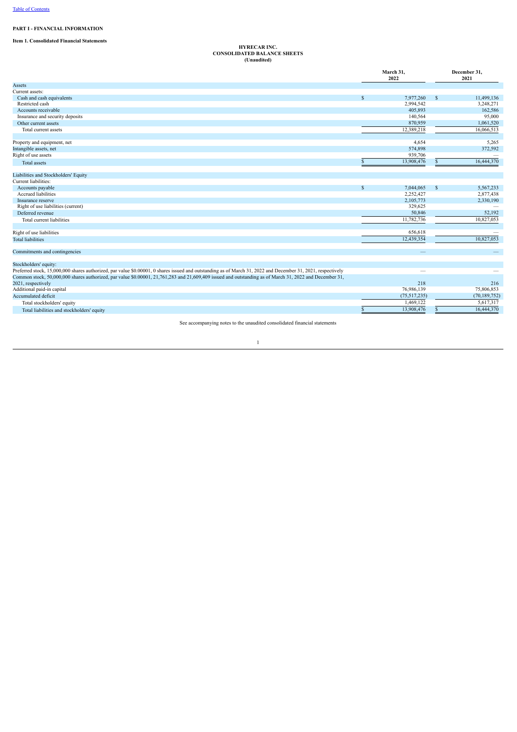# PART I - FINANCIAL INFORMATION

## Item 1. Consolidated Financial Statements

### HYRECAR INC.
### CONSOLIDATED BALANCE SHEETS
### (Unaudited)

| | March 31, 2022 | December 31, 2021 |
|---|---|---|
| Assets | | |
| Current assets: | | |
| Cash and cash equivalents | $ 7,977,260 | $ 11,499,136 |
| Restricted cash | 2,994,542 | 3,248,271 |
| Accounts receivable | 405,893 | 162,586 |
| Insurance and security deposits | 140,564 | 95,000 |
| Other current assets | 870,959 | 1,061,520 |
| Total current assets | 12,389,218 | 16,066,513 |
| | | |
| Property and equipment, net | 4,654 | 5,265 |
| Intangible assets, net | 574,898 | 372,592 |
| Right of use assets | 939,706 | — |
| Total assets | $ 13,908,476 | $ 16,444,370 |
| | | |
| Liabilities and Stockholders' Equity | | |
| Current liabilities: | | |
| Accounts payable | $ 7,044,065 | $ 5,567,233 |
| Accrued liabilities | 2,252,427 | 2,877,438 |
| Insurance reserve | 2,105,773 | 2,330,190 |
| Right of use liabilities (current) | 329,625 | — |
| Deferred revenue | 50,846 | 52,192 |
| Total current liabilities | 11,782,736 | 10,827,053 |
| | | |
| Right of use liabilities | 656,618 | — |
| Total liabilities | 12,439,354 | 10,827,053 |
| | | |
| Commitments and contingencies | — | — |
| | | |
| Stockholders' equity: | | |
| Preferred stock, 15,000,000 shares authorized, par value $0.00001, 0 shares issued and outstanding as of March 31, 2022 and December 31, 2021, respectively | — | — |
| Common stock, 50,000,000 shares authorized, par value $0.00001, 21,761,283 and 21,609,409 issued and outstanding as of March 31, 2022 and December 31, 2021, respectively | 218 | 216 |
| Additional paid-in capital | 76,986,139 | 75,806,853 |
| Accumulated deficit | (75,517,235) | (70,189,752) |
| Total stockholders' equity | 1,469,122 | 5,617,317 |
| Total liabilities and stockholders' equity | $ 13,908,476 | $ 16,444,370 |

See accompanying notes to the unaudited consolidated financial statements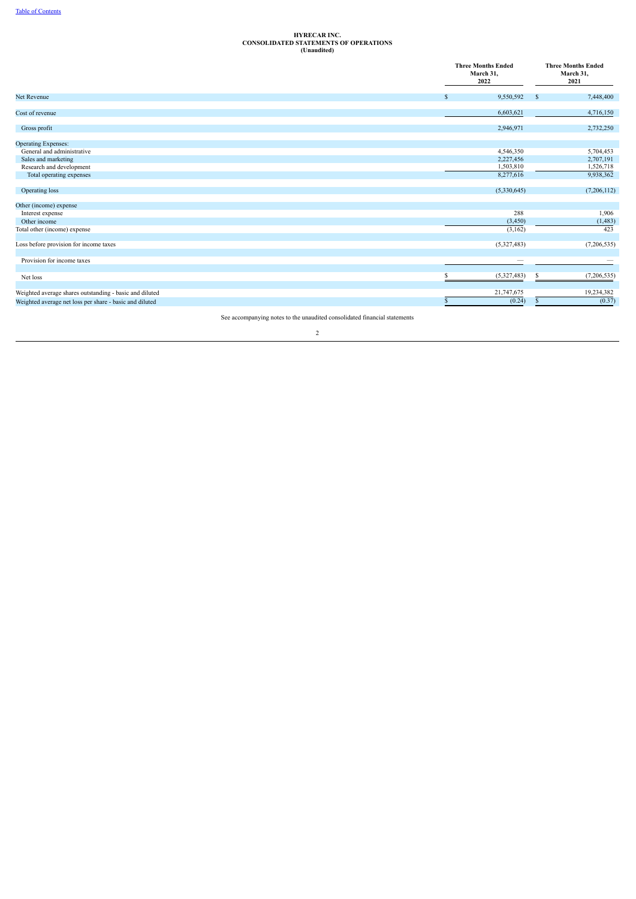# HYRECAR INC.
## CONSOLIDATED STATEMENTS OF OPERATIONS
### (Unaudited)

| | Three Months Ended March 31, 2022 | Three Months Ended March 31, 2021 |
|---|---|---|
| Net Revenue | $ 9,550,592 | $ 7,448,400 |
| Cost of revenue | 6,603,621 | 4,716,150 |
| Gross profit | 2,946,971 | 2,732,250 |
| Operating Expenses: | | |
| General and administrative | 4,546,350 | 5,704,453 |
| Sales and marketing | 2,227,456 | 2,707,191 |
| Research and development | 1,503,810 | 1,526,718 |
| Total operating expenses | 8,277,616 | 9,938,362 |
| Operating loss | (5,330,645) | (7,206,112) |
| Other (income) expense | | |
| Interest expense | 288 | 1,906 |
| Other income | (3,450) | (1,483) |
| Total other (income) expense | (3,162) | 423 |
| Loss before provision for income taxes | (5,327,483) | (7,206,535) |
| Provision for income taxes | — | — |
| Net loss | $ (5,327,483) | $ (7,206,535) |
| Weighted average shares outstanding - basic and diluted | 21,747,675 | 19,234,382 |
| Weighted average net loss per share - basic and diluted | $ (0.24) | $ (0.37) |

See accompanying notes to the unaudited consolidated financial statements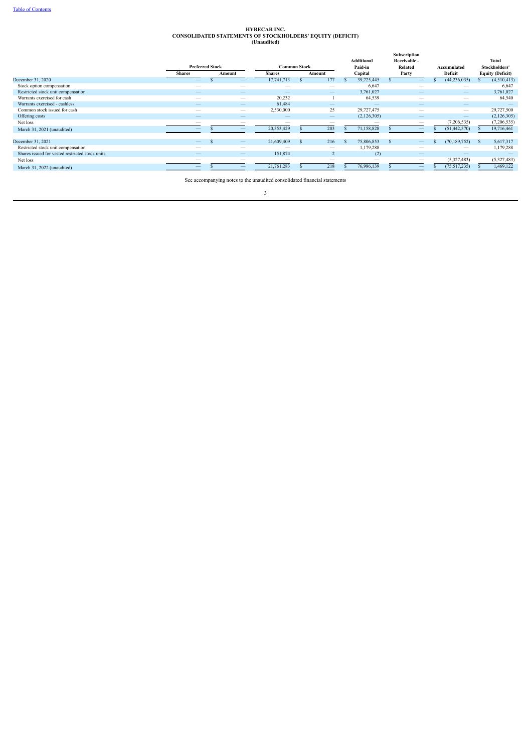Table of Contents

# HYRECAR INC.
## CONSOLIDATED STATEMENTS OF STOCKHOLDERS' EQUITY (DEFICIT)
### (Unaudited)

| | Preferred Stock | | Common Stock | | Additional Paid-in Capital | Subscription Receivable - Related Party | Accumulated Deficit | Total Stockholders' Equity (Deficit) |
|---|---|---|---|---|---|---|---|---|
| | Shares | Amount | Shares | Amount | | | | |
| December 31, 2020 | — | $ — | 17,741,713 | $ 177 | $ 39,725,445 | $ — | $ (44,236,035) | $ (4,510,413) |
| Stock option compensation | — | — | — | — | 6,647 | — | — | 6,647 |
| Restricted stock unit compensation | — | — | — | — | 3,761,027 | — | — | 3,761,027 |
| Warrants exercised for cash | — | — | 20,232 | 1 | 64,539 | — | — | 64,540 |
| Warrants exercised - cashless | — | — | 61,484 | — | — | — | — | — |
| Common stock issued for cash | — | — | 2,530,000 | 25 | 29,727,475 | — | — | 29,727,500 |
| Offering costs | — | — | — | — | (2,126,305) | — | — | (2,126,305) |
| Net loss | — | — | — | — | — | — | (7,206,535) | (7,206,535) |
| March 31, 2021 (unaudited) | — | $ — | 20,353,429 | $ 203 | $ 71,158,828 | $ — | $ (51,442,570) | $ 19,716,461 |
| | | | | | | | | |
| December 31, 2021 | — | $ — | 21,609,409 | $ 216 | $ 75,806,853 | $ — | $ (70,189,752) | $ 5,617,317 |
| Restricted stock unit compensation | — | — | — | — | 1,179,288 | — | — | 1,179,288 |
| Shares issued for vested restricted stock units | — | — | 151,874 | 2 | (2) | — | — | — |
| Net loss | — | — | — | — | — | — | (5,327,483) | (5,327,483) |
| March 31, 2022 (unaudited) | — | $ — | 21,761,283 | $ 218 | $ 76,986,139 | $ — | $ (75,517,235) | $ 1,469,122 |

See accompanying notes to the unaudited consolidated financial statements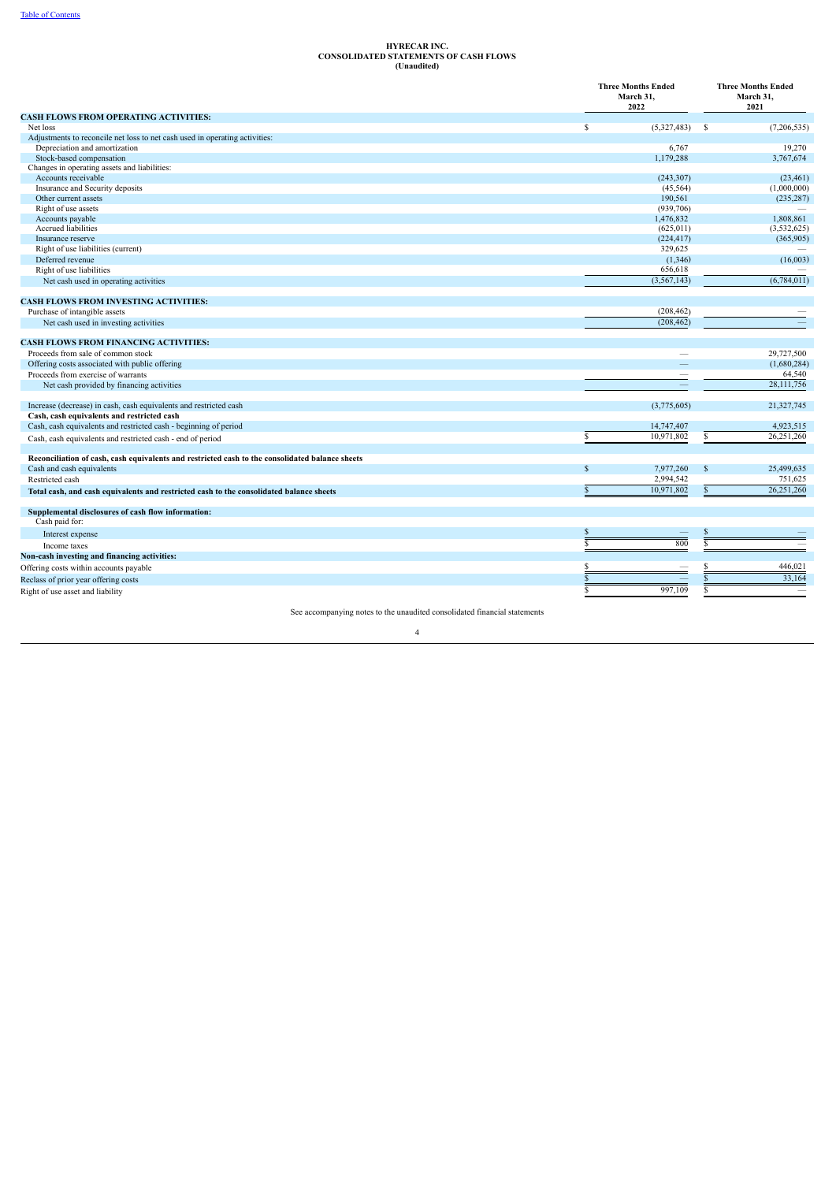**HYRECAR INC.**
**CONSOLIDATED STATEMENTS OF CASH FLOWS**
**(Unaudited)**

| | Three Months Ended March 31, 2022 | Three Months Ended March 31, 2021 |
|---|---|---|
| **CASH FLOWS FROM OPERATING ACTIVITIES:** | | |
| Net loss | $ (5,327,483) | $ (7,206,535) |
| Adjustments to reconcile net loss to net cash used in operating activities: | | |
| Depreciation and amortization | 6,767 | 19,270 |
| Stock-based compensation | 1,179,288 | 3,767,674 |
| Changes in operating assets and liabilities: | | |
| Accounts receivable | (243,307) | (23,461) |
| Insurance and Security deposits | (45,564) | (1,000,000) |
| Other current assets | 190,561 | (235,287) |
| Right of use assets | (939,706) | — |
| Accounts payable | 1,476,832 | 1,808,861 |
| Accrued liabilities | (625,011) | (3,532,625) |
| Insurance reserve | (224,417) | (365,905) |
| Right of use liabilities (current) | 329,625 | — |
| Deferred revenue | (1,346) | (16,003) |
| Right of use liabilities | 656,618 | — |
| Net cash used in operating activities | (3,567,143) | (6,784,011) |
| **CASH FLOWS FROM INVESTING ACTIVITIES:** | | |
| Purchase of intangible assets | (208,462) | — |
| Net cash used in investing activities | (208,462) | — |
| **CASH FLOWS FROM FINANCING ACTIVITIES:** | | |
| Proceeds from sale of common stock | — | 29,727,500 |
| Offering costs associated with public offering | — | (1,680,284) |
| Proceeds from exercise of warrants | — | 64,540 |
| Net cash provided by financing activities | — | 28,111,756 |
| Increase (decrease) in cash, cash equivalents and restricted cash | (3,775,605) | 21,327,745 |
| **Cash, cash equivalents and restricted cash** | | |
| Cash, cash equivalents and restricted cash - beginning of period | 14,747,407 | 4,923,515 |
| Cash, cash equivalents and restricted cash - end of period | $ 10,971,802 | $ 26,251,260 |
| **Reconciliation of cash, cash equivalents and restricted cash to the consolidated balance sheets** | | |
| Cash and cash equivalents | $ 7,977,260 | $ 25,499,635 |
| Restricted cash | 2,994,542 | 751,625 |
| **Total cash, and cash equivalents and restricted cash to the consolidated balance sheets** | $ 10,971,802 | $ 26,251,260 |
| **Supplemental disclosures of cash flow information:** | | |
| Cash paid for: | | |
| Interest expense | $ — | $ — |
| Income taxes | $ 800 | $ — |
| **Non-cash investing and financing activities:** | | |
| Offering costs within accounts payable | $ — | $ 446,021 |
| Reclass of prior year offering costs | $ — | $ 33,164 |
| Right of use asset and liability | $ 997,109 | $ — |

See accompanying notes to the unaudited consolidated financial statements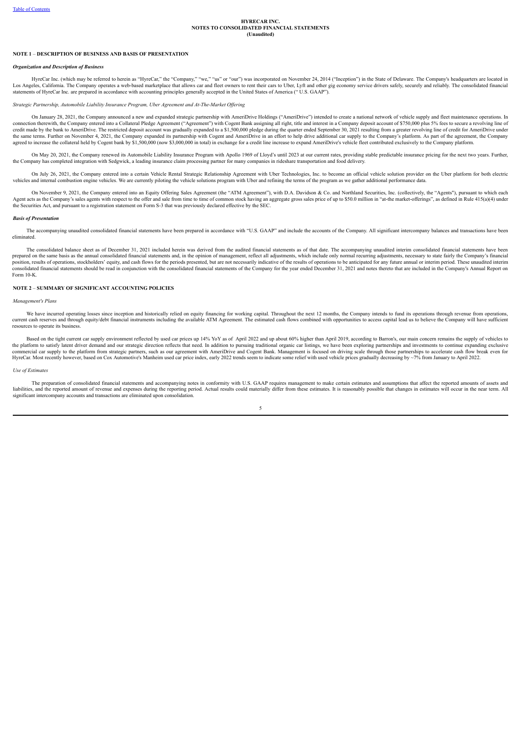**HYRECAR INC.**
**NOTES TO CONSOLIDATED FINANCIAL STATEMENTS**
**(Unaudited)**

## NOTE 1 – DESCRIPTION OF BUSINESS AND BASIS OF PRESENTATION

### *Organization and Description of Business*

HyreCar Inc. (which may be referred to herein as "HyreCar," the "Company," "we," "us" or "our") was incorporated on November 24, 2014 ("Inception") in the State of Delaware. The Company's headquarters are located in Los Angeles, California. The Company operates a web-based marketplace that allows car and fleet owners to rent their cars to Uber, Lyft and other gig economy service drivers safely, securely and reliably. The consolidated financial statements of HyreCar Inc. are prepared in accordance with accounting principles generally accepted in the United States of America (" U.S. GAAP").

*Strategic Partnership, Automobile Liability Insurance Program, Uber Agreement and At-The-Market Offering*

On January 28, 2021, the Company announced a new and expanded strategic partnership with AmeriDrive Holdings ("AmeriDrive") intended to create a national network of vehicle supply and fleet maintenance operations. In connection therewith, the Company entered into a Collateral Pledge Agreement ("Agreement") with Cogent Bank assigning all right, title and interest in a Company deposit account of $750,000 plus 5% fees to secure a revolving line of credit made by the bank to AmeriDrive. The restricted deposit account was gradually expanded to a $1,500,000 pledge during the quarter ended September 30, 2021 resulting from a greater revolving line of credit for AmeriDrive under the same terms. Further on November 4, 2021, the Company expanded its partnership with Cogent and AmeriDrive in an effort to help drive additional car supply to the Company's platform. As part of the agreement, the Company agreed to increase the collateral held by Cogent bank by $1,500,000 (now $3,000,000 in total) in exchange for a credit line increase to expand AmeriDrive's vehicle fleet contributed exclusively to the Company platform.

On May 20, 2021, the Company renewed its Automobile Liability Insurance Program with Apollo 1969 of Lloyd's until 2023 at our current rates, providing stable predictable insurance pricing for the next two years. Further, the Company has completed integration with Sedgwick, a leading insurance claim processing partner for many companies in rideshare transportation and food delivery.

On July 26, 2021, the Company entered into a certain Vehicle Rental Strategic Relationship Agreement with Uber Technologies, Inc. to become an official vehicle solution provider on the Uber platform for both electric vehicles and internal combustion engine vehicles. We are currently piloting the vehicle solutions program with Uber and refining the terms of the program as we gather additional performance data.

On November 9, 2021, the Company entered into an Equity Offering Sales Agreement (the "ATM Agreement"), with D.A. Davidson & Co. and Northland Securities, Inc. (collectively, the "Agents"), pursuant to which each Agent acts as the Company's sales agents with respect to the offer and sale from time to time of common stock having an aggregate gross sales price of up to $50.0 million in "at-the market-offerings", as defined in Rule 415(a)(4) under the Securities Act, and pursuant to a registration statement on Form S-3 that was previously declared effective by the SEC.

### *Basis of Presentation*

The accompanying unaudited consolidated financial statements have been prepared in accordance with "U.S. GAAP" and include the accounts of the Company. All significant intercompany balances and transactions have been eliminated.

The consolidated balance sheet as of December 31, 2021 included herein was derived from the audited financial statements as of that date. The accompanying unaudited interim consolidated financial statements have been prepared on the same basis as the annual consolidated financial statements and, in the opinion of management, reflect all adjustments, which include only normal recurring adjustments, necessary to state fairly the Company's financial position, results of operations, stockholders' equity, and cash flows for the periods presented, but are not necessarily indicative of the results of operations to be anticipated for any future annual or interim period. These unaudited interim consolidated financial statements should be read in conjunction with the consolidated financial statements of the Company for the year ended December 31, 2021 and notes thereto that are included in the Company's Annual Report on Form 10-K.

## NOTE 2 – SUMMARY OF SIGNIFICANT ACCOUNTING POLICIES

*Management's Plans*

We have incurred operating losses since inception and historically relied on equity financing for working capital. Throughout the next 12 months, the Company intends to fund its operations through revenue from operations, current cash reserves and through equity/debt financial instruments including the available ATM Agreement. The estimated cash flows combined with opportunities to access capital lead us to believe the Company will have sufficient resources to operate its business.

Based on the tight current car supply environment reflected by used car prices up 14% YoY as of April 2022 and up about 60% higher than April 2019, according to Barron's, our main concern remains the supply of vehicles to the platform to satisfy latent driver demand and our strategic direction reflects that need. In addition to pursuing traditional organic car listings, we have been exploring partnerships and investments to continue expanding exclusive commercial car supply to the platform from strategic partners, such as our agreement with AmeriDrive and Cogent Bank. Management is focused on driving scale through those partnerships to accelerate cash flow break even for HyreCar. Most recently however, based on Cox Automotive's Manheim used car price index, early 2022 trends seem to indicate some relief with used vehicle prices gradually decreasing by ~7% from January to April 2022.

*Use of Estimates*

The preparation of consolidated financial statements and accompanying notes in conformity with U.S. GAAP requires management to make certain estimates and assumptions that affect the reported amounts of assets and liabilities, and the reported amount of revenue and expenses during the reporting period. Actual results could materially differ from these estimates. It is reasonably possible that changes in estimates will occur in the near term. All significant intercompany accounts and transactions are eliminated upon consolidation.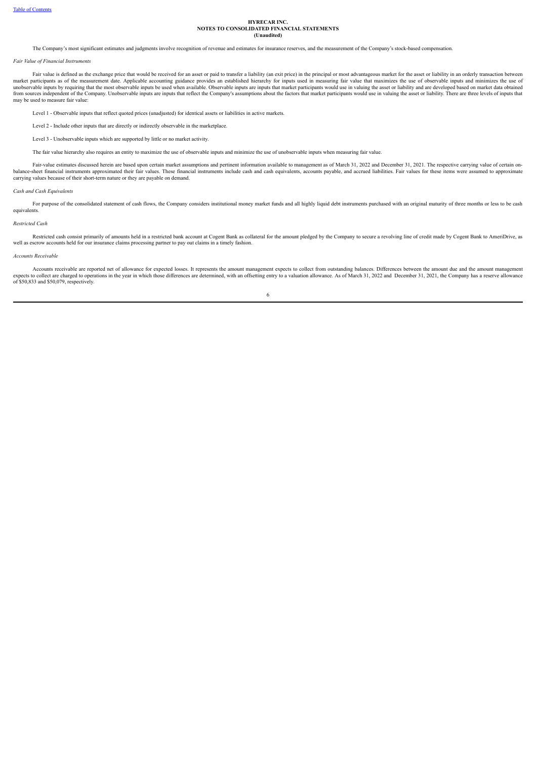**HYRECAR INC.**
**NOTES TO CONSOLIDATED FINANCIAL STATEMENTS**
**(Unaudited)**

The Company's most significant estimates and judgments involve recognition of revenue and estimates for insurance reserves, and the measurement of the Company's stock-based compensation.

*Fair Value of Financial Instruments*

Fair value is defined as the exchange price that would be received for an asset or paid to transfer a liability (an exit price) in the principal or most advantageous market for the asset or liability in an orderly transaction between market participants as of the measurement date. Applicable accounting guidance provides an established hierarchy for inputs used in measuring fair value that maximizes the use of observable inputs and minimizes the use of unobservable inputs by requiring that the most observable inputs be used when available. Observable inputs are inputs that market participants would use in valuing the asset or liability and are developed based on market data obtained from sources independent of the Company. Unobservable inputs are inputs that reflect the Company's assumptions about the factors that market participants would use in valuing the asset or liability. There are three levels of inputs that may be used to measure fair value:

Level 1 - Observable inputs that reflect quoted prices (unadjusted) for identical assets or liabilities in active markets.

Level 2 - Include other inputs that are directly or indirectly observable in the marketplace.

Level 3 - Unobservable inputs which are supported by little or no market activity.

The fair value hierarchy also requires an entity to maximize the use of observable inputs and minimize the use of unobservable inputs when measuring fair value.

Fair-value estimates discussed herein are based upon certain market assumptions and pertinent information available to management as of March 31, 2022 and December 31, 2021. The respective carrying value of certain on-balance-sheet financial instruments approximated their fair values. These financial instruments include cash and cash equivalents, accounts payable, and accrued liabilities. Fair values for these items were assumed to approximate carrying values because of their short-term nature or they are payable on demand.

*Cash and Cash Equivalents*

For purpose of the consolidated statement of cash flows, the Company considers institutional money market funds and all highly liquid debt instruments purchased with an original maturity of three months or less to be cash equivalents.

*Restricted Cash*

Restricted cash consist primarily of amounts held in a restricted bank account at Cogent Bank as collateral for the amount pledged by the Company to secure a revolving line of credit made by Cogent Bank to AmeriDrive, as well as escrow accounts held for our insurance claims processing partner to pay out claims in a timely fashion.

*Accounts Receivable*

Accounts receivable are reported net of allowance for expected losses. It represents the amount management expects to collect from outstanding balances. Differences between the amount due and the amount management expects to collect are charged to operations in the year in which those differences are determined, with an offsetting entry to a valuation allowance. As of March 31, 2022 and December 31, 2021, the Company has a reserve allowance of $50,833 and $50,079, respectively.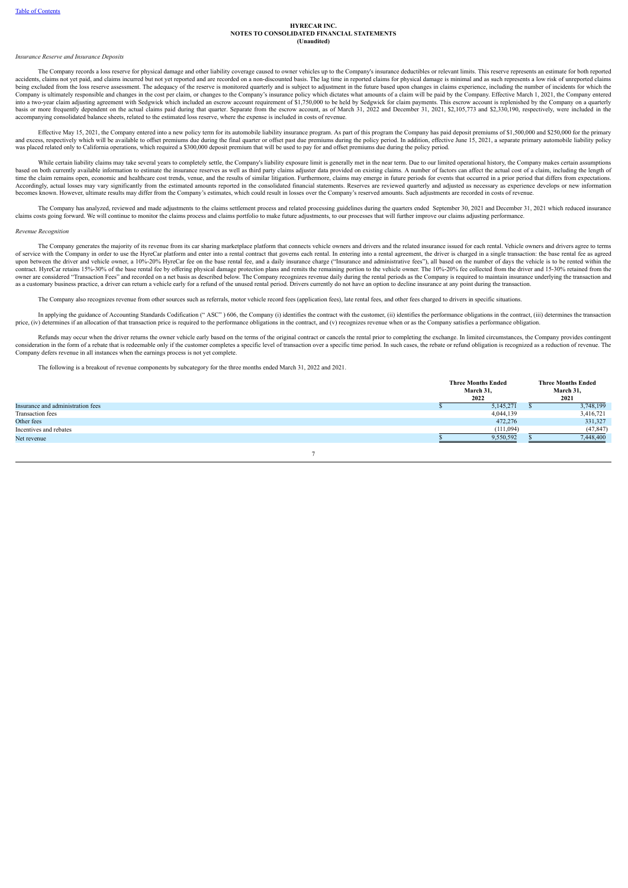**HYRECAR INC.**
**NOTES TO CONSOLIDATED FINANCIAL STATEMENTS**
**(Unaudited)**

*Insurance Reserve and Insurance Deposits*

The Company records a loss reserve for physical damage and other liability coverage caused to owner vehicles up to the Company's insurance deductibles or relevant limits. This reserve represents an estimate for both reported accidents, claims not yet paid, and claims incurred but not yet reported and are recorded on a non-discounted basis. The lag time in reported claims for physical damage is minimal and as such represents a low risk of unreported claims being excluded from the loss reserve assessment. The adequacy of the reserve is monitored quarterly and is subject to adjustment in the future based upon changes in claims experience, including the number of incidents for which the Company is ultimately responsible and changes in the cost per claim, or changes to the Company's insurance policy which dictates what amounts of a claim will be paid by the Company. Effective March 1, 2021, the Company entered into a two-year claim adjusting agreement with Sedgwick which included an escrow account requirement of $1,750,000 to be held by Sedgwick for claim payments. This escrow account is replenished by the Company on a quarterly basis or more frequently dependent on the actual claims paid during that quarter. Separate from the escrow account, as of March 31, 2022 and December 31, 2021, $2,105,773 and $2,330,190, respectively, were included in the accompanying consolidated balance sheets, related to the estimated loss reserve, where the expense is included in costs of revenue.

Effective May 15, 2021, the Company entered into a new policy term for its automobile liability insurance program. As part of this program the Company has paid deposit premiums of $1,500,000 and $250,000 for the primary and excess, respectively which will be available to offset premiums due during the final quarter or offset past due premiums during the policy period. In addition, effective June 15, 2021, a separate primary automobile liability policy was placed related only to California operations, which required a $300,000 deposit premium that will be used to pay for and offset premiums due during the policy period.

While certain liability claims may take several years to completely settle, the Company's liability exposure limit is generally met in the near term. Due to our limited operational history, the Company makes certain assumptions based on both currently available information to estimate the insurance reserves as well as third party claims adjuster data provided on existing claims. A number of factors can affect the actual cost of a claim, including the length of time the claim remains open, economic and healthcare cost trends, venue, and the results of similar litigation. Furthermore, claims may emerge in future periods for events that occurred in a prior period that differs from expectations. Accordingly, actual losses may vary significantly from the estimated amounts reported in the consolidated financial statements. Reserves are reviewed quarterly and adjusted as necessary as experience develops or new information becomes known. However, ultimate results may differ from the Company's estimates, which could result in losses over the Company's reserved amounts. Such adjustments are recorded in costs of revenue.

The Company has analyzed, reviewed and made adjustments to the claims settlement process and related processing guidelines during the quarters ended September 30, 2021 and December 31, 2021 which reduced insurance claims costs going forward. We will continue to monitor the claims process and claims portfolio to make future adjustments, to our processes that will further improve our claims adjusting performance.

*Revenue Recognition*

The Company generates the majority of its revenue from its car sharing marketplace platform that connects vehicle owners and drivers and the related insurance issued for each rental. Vehicle owners and drivers agree to terms of service with the Company in order to use the HyreCar platform and enter into a rental contract that governs each rental. In entering into a rental agreement, the driver is charged in a single transaction: the base rental fee as agreed upon between the driver and vehicle owner, a 10%-20% HyreCar fee on the base rental fee, and a daily insurance charge ("Insurance and administrative fees"), all based on the number of days the vehicle is to be rented within the contract. HyreCar retains 15%-30% of the base rental fee by offering physical damage protection plans and remits the remaining portion to the vehicle owner. The 10%-20% fee collected from the driver and 15-30% retained from the owner are considered "Transaction Fees" and recorded on a net basis as described below. The Company recognizes revenue daily during the rental periods as the Company is required to maintain insurance underlying the transaction and as a customary business practice, a driver can return a vehicle early for a refund of the unused rental period. Drivers currently do not have an option to decline insurance at any point during the transaction.

The Company also recognizes revenue from other sources such as referrals, motor vehicle record fees (application fees), late rental fees, and other fees charged to drivers in specific situations.

In applying the guidance of Accounting Standards Codification (" ASC" ) 606, the Company (i) identifies the contract with the customer, (ii) identifies the performance obligations in the contract, (iii) determines the transaction price, (iv) determines if an allocation of that transaction price is required to the performance obligations in the contract, and (v) recognizes revenue when or as the Company satisfies a performance obligation.

Refunds may occur when the driver returns the owner vehicle early based on the terms of the original contract or cancels the rental prior to completing the exchange. In limited circumstances, the Company provides contingent consideration in the form of a rebate that is redeemable only if the customer completes a specific level of transaction over a specific time period. In such cases, the rebate or refund obligation is recognized as a reduction of revenue. The Company defers revenue in all instances when the earnings process is not yet complete.

The following is a breakout of revenue components by subcategory for the three months ended March 31, 2022 and 2021.

| | Three Months Ended March 31, 2022 | Three Months Ended March 31, 2021 |
|---|---|---|
| Insurance and administration fees | $ 5,145,271 | $ 3,748,199 |
| Transaction fees | 4,044,139 | 3,416,721 |
| Other fees | 472,276 | 331,327 |
| Incentives and rebates | (111,094) | (47,847) |
| Net revenue | $ 9,550,592 | $ 7,448,400 |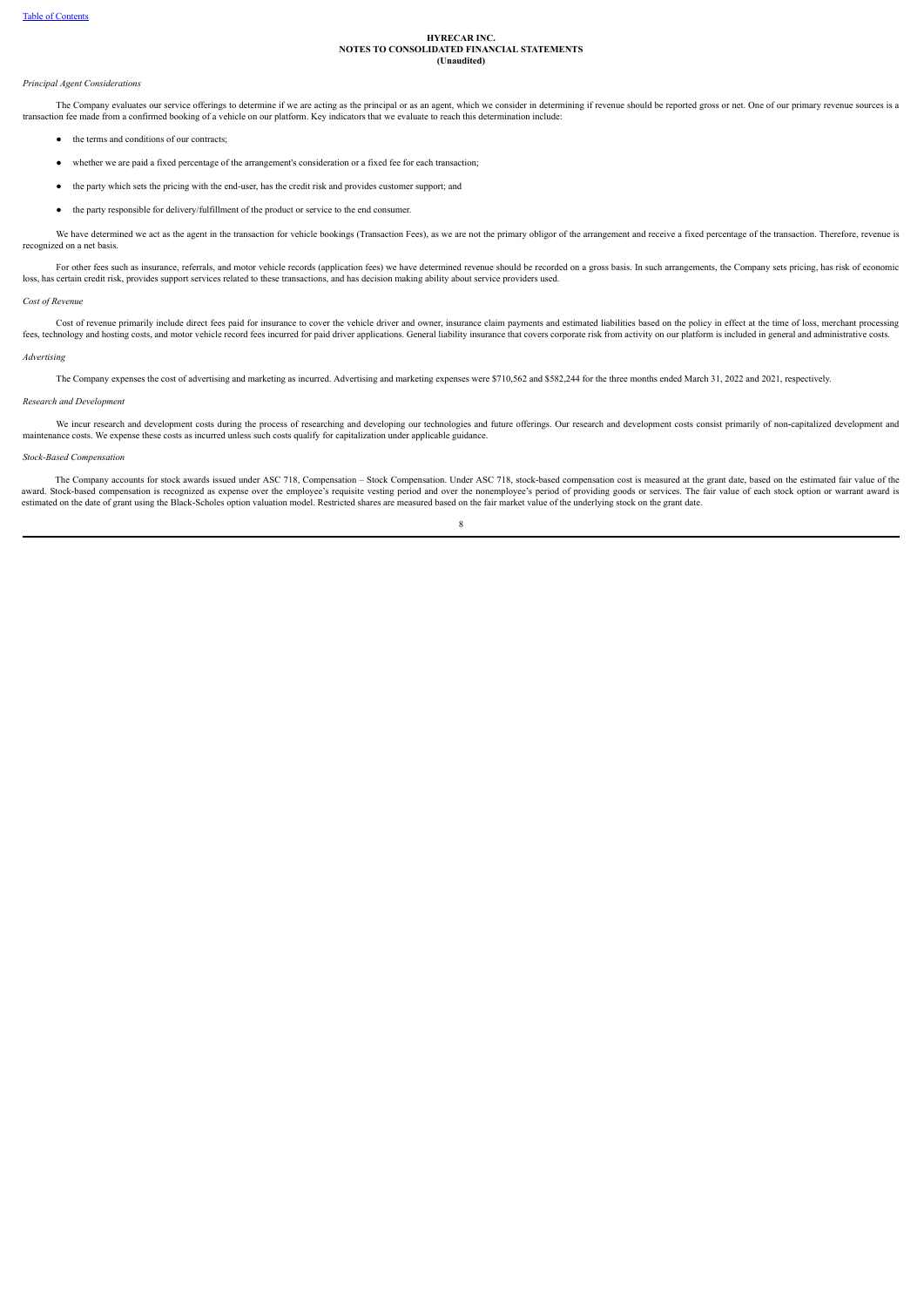**HYRECAR INC.**
**NOTES TO CONSOLIDATED FINANCIAL STATEMENTS**
**(Unaudited)**

*Principal Agent Considerations*

The Company evaluates our service offerings to determine if we are acting as the principal or as an agent, which we consider in determining if revenue should be reported gross or net. One of our primary revenue sources is a transaction fee made from a confirmed booking of a vehicle on our platform. Key indicators that we evaluate to reach this determination include:

- the terms and conditions of our contracts;
- whether we are paid a fixed percentage of the arrangement's consideration or a fixed fee for each transaction;
- the party which sets the pricing with the end-user, has the credit risk and provides customer support; and
- the party responsible for delivery/fulfillment of the product or service to the end consumer.

We have determined we act as the agent in the transaction for vehicle bookings (Transaction Fees), as we are not the primary obligor of the arrangement and receive a fixed percentage of the transaction. Therefore, revenue is recognized on a net basis.

For other fees such as insurance, referrals, and motor vehicle records (application fees) we have determined revenue should be recorded on a gross basis. In such arrangements, the Company sets pricing, has risk of economic loss, has certain credit risk, provides support services related to these transactions, and has decision making ability about service providers used.

*Cost of Revenue*

Cost of revenue primarily include direct fees paid for insurance to cover the vehicle driver and owner, insurance claim payments and estimated liabilities based on the policy in effect at the time of loss, merchant processing fees, technology and hosting costs, and motor vehicle record fees incurred for paid driver applications. General liability insurance that covers corporate risk from activity on our platform is included in general and administrative costs.

*Advertising*

The Company expenses the cost of advertising and marketing as incurred. Advertising and marketing expenses were $710,562 and $582,244 for the three months ended March 31, 2022 and 2021, respectively.

*Research and Development*

We incur research and development costs during the process of researching and developing our technologies and future offerings. Our research and development costs consist primarily of non-capitalized development and maintenance costs. We expense these costs as incurred unless such costs qualify for capitalization under applicable guidance.

*Stock-Based Compensation*

The Company accounts for stock awards issued under ASC 718, Compensation – Stock Compensation. Under ASC 718, stock-based compensation cost is measured at the grant date, based on the estimated fair value of the award. Stock-based compensation is recognized as expense over the employee's requisite vesting period and over the nonemployee's period of providing goods or services. The fair value of each stock option or warrant award is estimated on the date of grant using the Black-Scholes option valuation model. Restricted shares are measured based on the fair market value of the underlying stock on the grant date.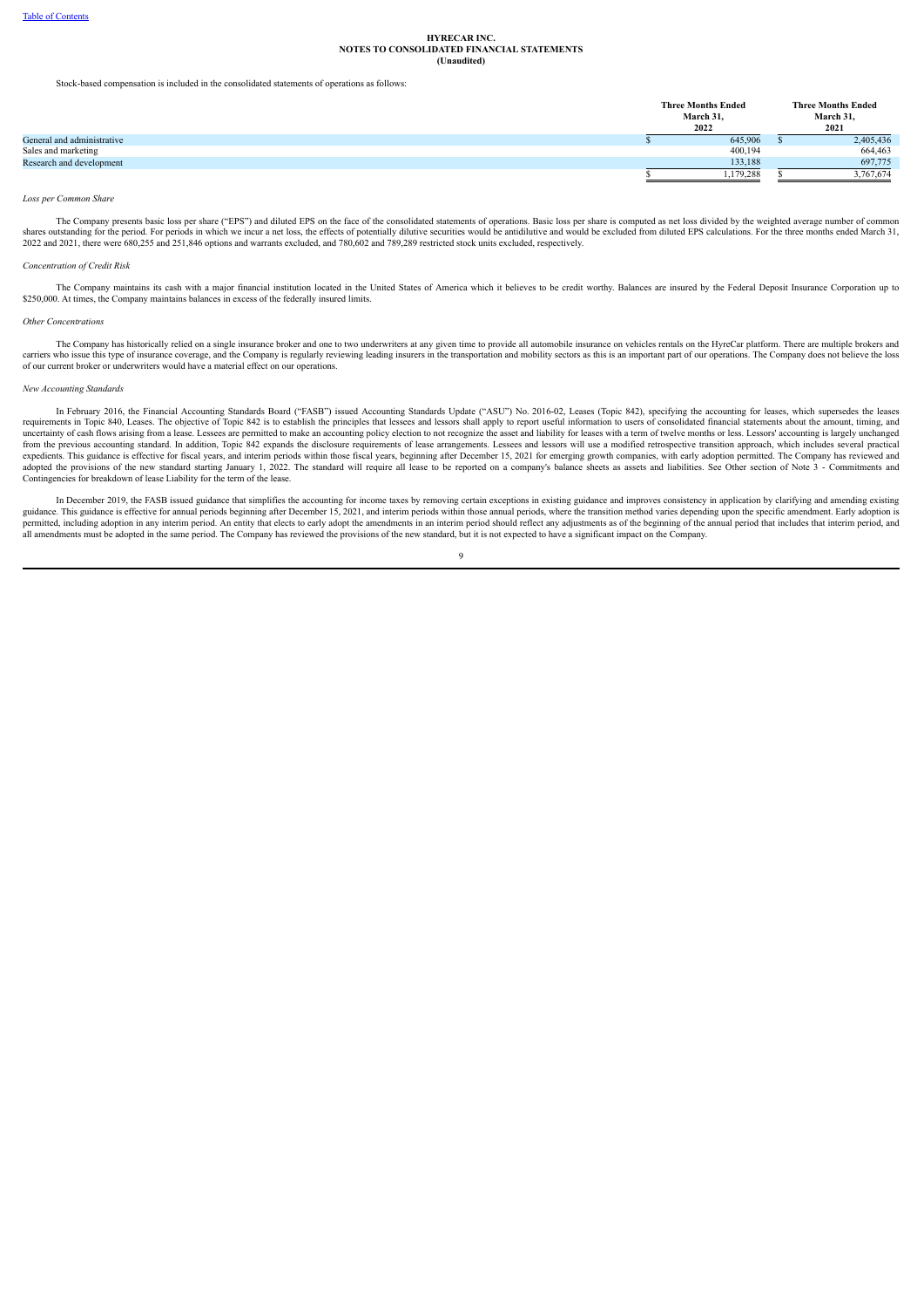HYRECAR INC.
NOTES TO CONSOLIDATED FINANCIAL STATEMENTS
(Unaudited)

Stock-based compensation is included in the consolidated statements of operations as follows:

| | Three Months Ended March 31, 2022 | Three Months Ended March 31, 2021 |
|---|---|---|
| General and administrative | $ 645,906 | $ 2,405,436 |
| Sales and marketing | 400,194 | 664,463 |
| Research and development | 133,188 | 697,775 |
| | $ 1,179,288 | $ 3,767,674 |

*Loss per Common Share*

The Company presents basic loss per share ("EPS") and diluted EPS on the face of the consolidated statements of operations. Basic loss per share is computed as net loss divided by the weighted average number of common shares outstanding for the period. For periods in which we incur a net loss, the effects of potentially dilutive securities would be antidilutive and would be excluded from diluted EPS calculations. For the three months ended March 31, 2022 and 2021, there were 680,255 and 251,846 options and warrants excluded, and 780,602 and 789,289 restricted stock units excluded, respectively.

*Concentration of Credit Risk*

The Company maintains its cash with a major financial institution located in the United States of America which it believes to be credit worthy. Balances are insured by the Federal Deposit Insurance Corporation up to $250,000. At times, the Company maintains balances in excess of the federally insured limits.

*Other Concentrations*

The Company has historically relied on a single insurance broker and one to two underwriters at any given time to provide all automobile insurance on vehicles rentals on the HyreCar platform. There are multiple brokers and carriers who issue this type of insurance coverage, and the Company is regularly reviewing leading insurers in the transportation and mobility sectors as this is an important part of our operations. The Company does not believe the loss of our current broker or underwriters would have a material effect on our operations.

*New Accounting Standards*

In February 2016, the Financial Accounting Standards Board ("FASB") issued Accounting Standards Update ("ASU") No. 2016-02, Leases (Topic 842), specifying the accounting for leases, which supersedes the leases requirements in Topic 840, Leases. The objective of Topic 842 is to establish the principles that lessees and lessors shall apply to report useful information to users of consolidated financial statements about the amount, timing, and uncertainty of cash flows arising from a lease. Lessees are permitted to make an accounting policy election to not recognize the asset and liability for leases with a term of twelve months or less. Lessors' accounting is largely unchanged from the previous accounting standard. In addition, Topic 842 expands the disclosure requirements of lease arrangements. Lessees and lessors will use a modified retrospective transition approach, which includes several practical expedients. This guidance is effective for fiscal years, and interim periods within those fiscal years, beginning after December 15, 2021 for emerging growth companies, with early adoption permitted. The Company has reviewed and adopted the provisions of the new standard starting January 1, 2022. The standard will require all lease to be reported on a company's balance sheets as assets and liabilities. See Other section of Note 3 - Commitments and Contingencies for breakdown of lease Liability for the term of the lease.

In December 2019, the FASB issued guidance that simplifies the accounting for income taxes by removing certain exceptions in existing guidance and improves consistency in application by clarifying and amending existing guidance. This guidance is effective for annual periods beginning after December 15, 2021, and interim periods within those annual periods, where the transition method varies depending upon the specific amendment. Early adoption is permitted, including adoption in any interim period. An entity that elects to early adopt the amendments in an interim period should reflect any adjustments as of the beginning of the annual period that includes that interim period, and all amendments must be adopted in the same period. The Company has reviewed the provisions of the new standard, but it is not expected to have a significant impact on the Company.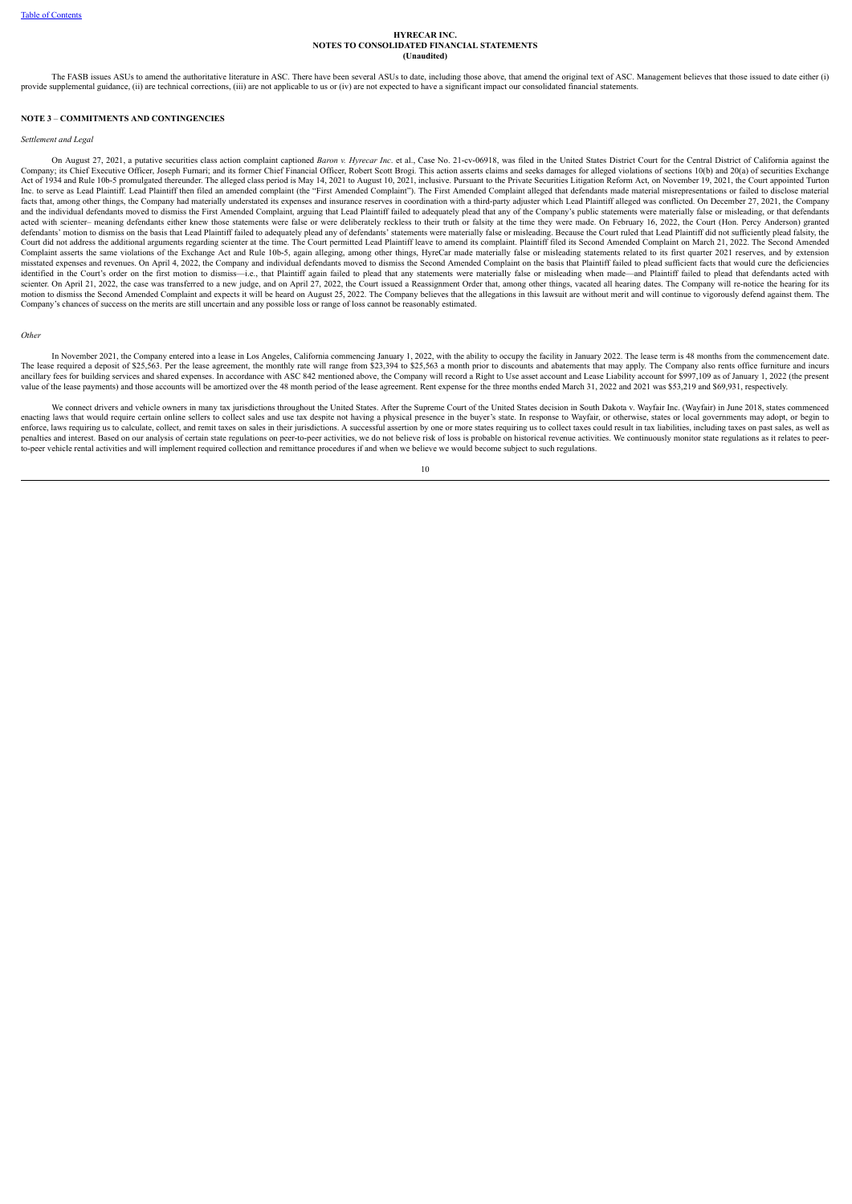The FASB issues ASUs to amend the authoritative literature in ASC. There have been several ASUs to date, including those above, that amend the original text of ASC. Management believes that those issued to date either (i) provide supplemental guidance, (ii) are technical corrections, (iii) are not applicable to us or (iv) are not expected to have a significant impact our consolidated financial statements.

**NOTE 3 – COMMITMENTS AND CONTINGENCIES**

*Settlement and Legal*

On August 27, 2021, a putative securities class action complaint captioned *Baron v. Hyrecar Inc*. et al., Case No. 21-cv-06918, was filed in the United States District Court for the Central District of California against the Company; its Chief Executive Officer, Joseph Furnari; and its former Chief Financial Officer, Robert Scott Brogi. This action asserts claims and seeks damages for alleged violations of sections 10(b) and 20(a) of securities Exchange Act of 1934 and Rule 10b-5 promulgated thereunder. The alleged class period is May 14, 2021 to August 10, 2021, inclusive. Pursuant to the Private Securities Litigation Reform Act, on November 19, 2021, the Court appointed Turton Inc. to serve as Lead Plaintiff. Lead Plaintiff then filed an amended complaint (the "First Amended Complaint"). The First Amended Complaint alleged that defendants made material misrepresentations or failed to disclose material facts that, among other things, the Company had materially understated its expenses and insurance reserves in coordination with a third-party adjuster which Lead Plaintiff alleged was conflicted. On December 27, 2021, the Company and the individual defendants moved to dismiss the First Amended Complaint, arguing that Lead Plaintiff failed to adequately plead that any of the Company's public statements were materially false or misleading, or that defendants acted with scienter– meaning defendants either knew those statements were false or were deliberately reckless to their truth or falsity at the time they were made. On February 16, 2022, the Court (Hon. Percy Anderson) granted defendants' motion to dismiss on the basis that Lead Plaintiff failed to adequately plead any of defendants' statements were materially false or misleading. Because the Court ruled that Lead Plaintiff did not sufficiently plead falsity, the Court did not address the additional arguments regarding scienter at the time. The Court permitted Lead Plaintiff leave to amend its complaint. Plaintiff filed its Second Amended Complaint on March 21, 2022. The Second Amended Complaint asserts the same violations of the Exchange Act and Rule 10b-5, again alleging, among other things, HyreCar made materially false or misleading statements related to its first quarter 2021 reserves, and by extension misstated expenses and revenues. On April 4, 2022, the Company and individual defendants moved to dismiss the Second Amended Complaint on the basis that Plaintiff failed to plead sufficient facts that would cure the deficiencies identified in the Court's order on the first motion to dismiss—i.e., that Plaintiff again failed to plead that any statements were materially false or misleading when made—and Plaintiff failed to plead that defendants acted with scienter. On April 21, 2022, the case was transferred to a new judge, and on April 27, 2022, the Court issued a Reassignment Order that, among other things, vacated all hearing dates. The Company will re-notice the hearing for its motion to dismiss the Second Amended Complaint and expects it will be heard on August 25, 2022. The Company believes that the allegations in this lawsuit are without merit and will continue to vigorously defend against them. The Company's chances of success on the merits are still uncertain and any possible loss or range of loss cannot be reasonably estimated.

*Other*

In November 2021, the Company entered into a lease in Los Angeles, California commencing January 1, 2022, with the ability to occupy the facility in January 2022. The lease term is 48 months from the commencement date. The lease required a deposit of $25,563. Per the lease agreement, the monthly rate will range from $23,394 to $25,563 a month prior to discounts and abatements that may apply. The Company also rents office furniture and incurs ancillary fees for building services and shared expenses. In accordance with ASC 842 mentioned above, the Company will record a Right to Use asset account and Lease Liability account for $997,109 as of January 1, 2022 (the present value of the lease payments) and those accounts will be amortized over the 48 month period of the lease agreement. Rent expense for the three months ended March 31, 2022 and 2021 was $53,219 and $69,931, respectively.

We connect drivers and vehicle owners in many tax jurisdictions throughout the United States. After the Supreme Court of the United States decision in South Dakota v. Wayfair Inc. (Wayfair) in June 2018, states commenced enacting laws that would require certain online sellers to collect sales and use tax despite not having a physical presence in the buyer's state. In response to Wayfair, or otherwise, states or local governments may adopt, or begin to enforce, laws requiring us to calculate, collect, and remit taxes on sales in their jurisdictions. A successful assertion by one or more states requiring us to collect taxes could result in tax liabilities, including taxes on past sales, as well as penalties and interest. Based on our analysis of certain state regulations on peer-to-peer activities, we do not believe risk of loss is probable on historical revenue activities. We continuously monitor state regulations as it relates to peer-to-peer vehicle rental activities and will implement required collection and remittance procedures if and when we believe we would become subject to such regulations.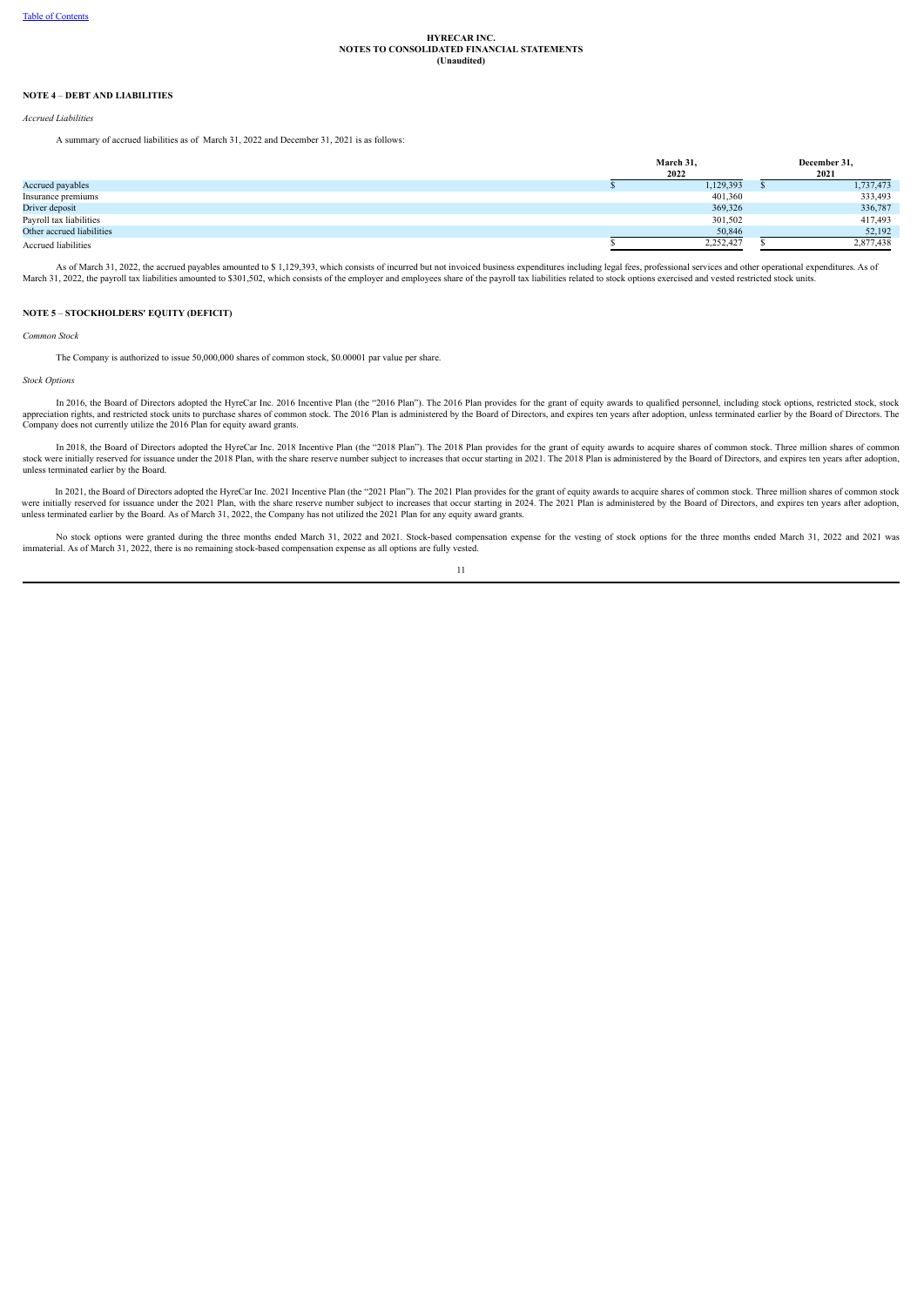**HYRECAR INC.**
**NOTES TO CONSOLIDATED FINANCIAL STATEMENTS**
**(Unaudited)**

## NOTE 4 – DEBT AND LIABILITIES

*Accrued Liabilities*

A summary of accrued liabilities as of March 31, 2022 and December 31, 2021 is as follows:

| | March 31, 2022 | December 31, 2021 |
|---|---|---|
| Accrued payables | $ 1,129,393 | $ 1,737,473 |
| Insurance premiums | 401,360 | 333,493 |
| Driver deposit | 369,326 | 336,787 |
| Payroll tax liabilities | 301,502 | 417,493 |
| Other accrued liabilities | 50,846 | 52,192 |
| Accrued liabilities | $ 2,252,427 | $ 2,877,438 |

As of March 31, 2022, the accrued payables amounted to $ 1,129,393, which consists of incurred but not invoiced business expenditures including legal fees, professional services and other operational expenditures. As of March 31, 2022, the payroll tax liabilities amounted to $301,502, which consists of the employer and employees share of the payroll tax liabilities related to stock options exercised and vested restricted stock units.

## NOTE 5 – STOCKHOLDERS' EQUITY (DEFICIT)

*Common Stock*

The Company is authorized to issue 50,000,000 shares of common stock, $0.00001 par value per share.

*Stock Options*

In 2016, the Board of Directors adopted the HyreCar Inc. 2016 Incentive Plan (the "2016 Plan"). The 2016 Plan provides for the grant of equity awards to qualified personnel, including stock options, restricted stock, stock appreciation rights, and restricted stock units to purchase shares of common stock. The 2016 Plan is administered by the Board of Directors, and expires ten years after adoption, unless terminated earlier by the Board of Directors. The Company does not currently utilize the 2016 Plan for equity award grants.

In 2018, the Board of Directors adopted the HyreCar Inc. 2018 Incentive Plan (the "2018 Plan"). The 2018 Plan provides for the grant of equity awards to acquire shares of common stock. Three million shares of common stock were initially reserved for issuance under the 2018 Plan, with the share reserve number subject to increases that occur starting in 2021. The 2018 Plan is administered by the Board of Directors, and expires ten years after adoption, unless terminated earlier by the Board.

In 2021, the Board of Directors adopted the HyreCar Inc. 2021 Incentive Plan (the "2021 Plan"). The 2021 Plan provides for the grant of equity awards to acquire shares of common stock. Three million shares of common stock were initially reserved for issuance under the 2021 Plan, with the share reserve number subject to increases that occur starting in 2024. The 2021 Plan is administered by the Board of Directors, and expires ten years after adoption, unless terminated earlier by the Board. As of March 31, 2022, the Company has not utilized the 2021 Plan for any equity award grants.

No stock options were granted during the three months ended March 31, 2022 and 2021. Stock-based compensation expense for the vesting of stock options for the three months ended March 31, 2022 and 2021 was immaterial. As of March 31, 2022, there is no remaining stock-based compensation expense as all options are fully vested.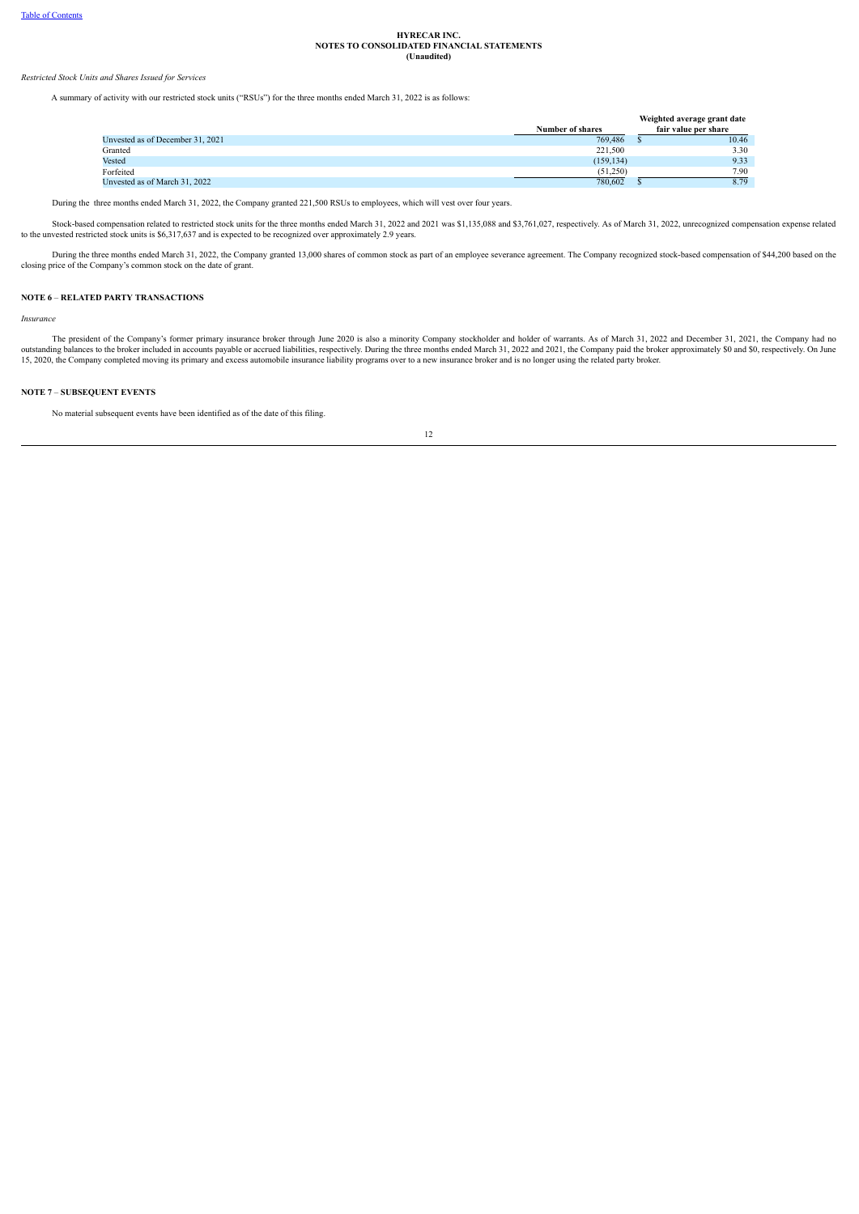HYRECAR INC.
NOTES TO CONSOLIDATED FINANCIAL STATEMENTS
(Unaudited)

*Restricted Stock Units and Shares Issued for Services*

A summary of activity with our restricted stock units ("RSUs") for the three months ended March 31, 2022 is as follows:

| | Number of shares | Weighted average grant date fair value per share |
|---|---|---|
| Unvested as of December 31, 2021 | 769,486 | $ 10.46 |
| Granted | 221,500 | 3.30 |
| Vested | (159,134) | 9.33 |
| Forfeited | (51,250) | 7.90 |
| Unvested as of March 31, 2022 | 780,602 | $ 8.79 |

During the three months ended March 31, 2022, the Company granted 221,500 RSUs to employees, which will vest over four years.

Stock-based compensation related to restricted stock units for the three months ended March 31, 2022 and 2021 was $1,135,088 and $3,761,027, respectively. As of March 31, 2022, unrecognized compensation expense related to the unvested restricted stock units is $6,317,637 and is expected to be recognized over approximately 2.9 years.

During the three months ended March 31, 2022, the Company granted 13,000 shares of common stock as part of an employee severance agreement. The Company recognized stock-based compensation of $44,200 based on the closing price of the Company's common stock on the date of grant.

## NOTE 6 – RELATED PARTY TRANSACTIONS

*Insurance*

The president of the Company's former primary insurance broker through June 2020 is also a minority Company stockholder and holder of warrants. As of March 31, 2022 and December 31, 2021, the Company had no outstanding balances to the broker included in accounts payable or accrued liabilities, respectively. During the three months ended March 31, 2022 and 2021, the Company paid the broker approximately $0 and $0, respectively. On June 15, 2020, the Company completed moving its primary and excess automobile insurance liability programs over to a new insurance broker and is no longer using the related party broker.

## NOTE 7 – SUBSEQUENT EVENTS

No material subsequent events have been identified as of the date of this filing.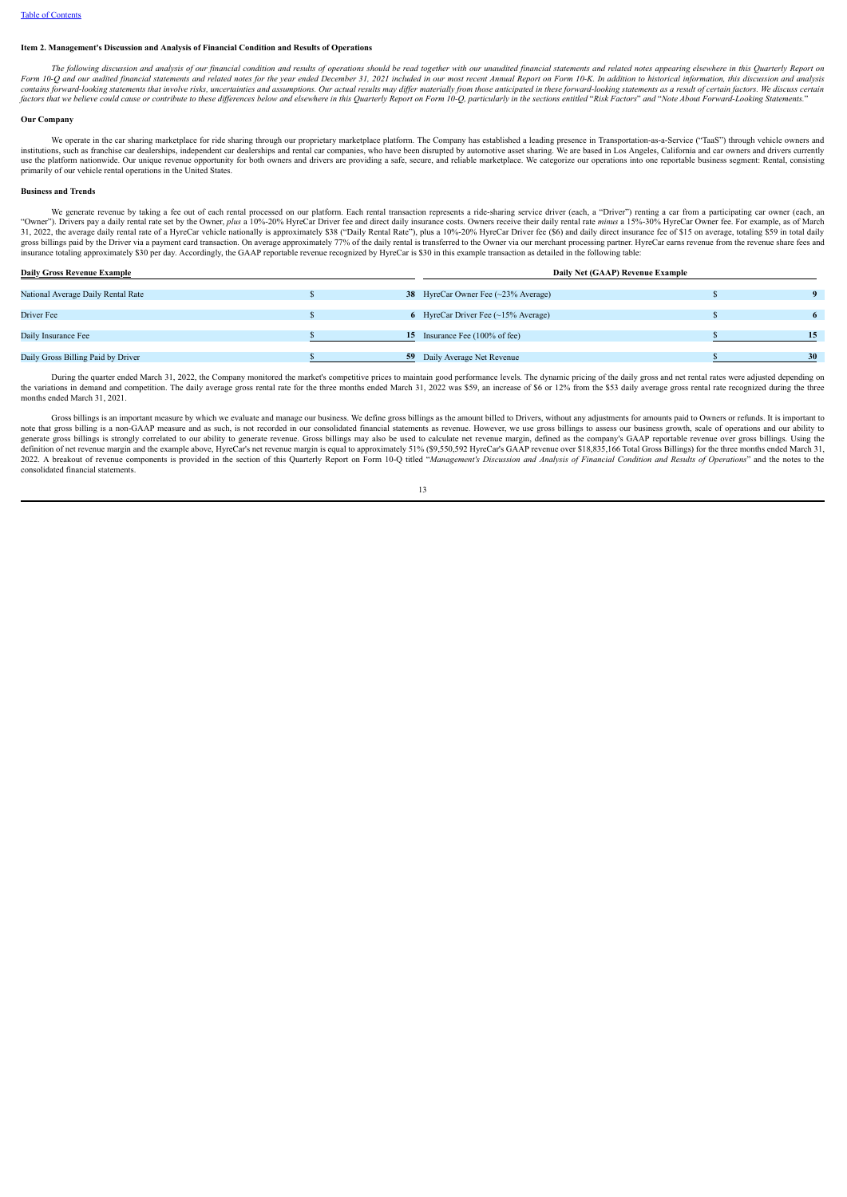### Item 2. Management's Discussion and Analysis of Financial Condition and Results of Operations

*The following discussion and analysis of our financial condition and results of operations should be read together with our unaudited financial statements and related notes appearing elsewhere in this Quarterly Report on Form 10-Q and our audited financial statements and related notes for the year ended December 31, 2021 included in our most recent Annual Report on Form 10-K. In addition to historical information, this discussion and analysis contains forward-looking statements that involve risks, uncertainties and assumptions. Our actual results may differ materially from those anticipated in these forward-looking statements as a result of certain factors. We discuss certain factors that we believe could cause or contribute to these differences below and elsewhere in this Quarterly Report on Form 10-Q, particularly in the sections entitled "Risk Factors" and "Note About Forward-Looking Statements."*

#### Our Company

We operate in the car sharing marketplace for ride sharing through our proprietary marketplace platform. The Company has established a leading presence in Transportation-as-a-Service ("TaaS") through vehicle owners and institutions, such as franchise car dealerships, independent car dealerships and rental car companies, who have been disrupted by automotive asset sharing. We are based in Los Angeles, California and car owners and drivers currently use the platform nationwide. Our unique revenue opportunity for both owners and drivers are providing a safe, secure, and reliable marketplace. We categorize our operations into one reportable business segment: Rental, consisting primarily of our vehicle rental operations in the United States.

#### Business and Trends

We generate revenue by taking a fee out of each rental processed on our platform. Each rental transaction represents a ride-sharing service driver (each, a "Driver") renting a car from a participating car owner (each, an "Owner"). Drivers pay a daily rental rate set by the Owner, *plus* a 10%-20% HyreCar Driver fee and direct daily insurance costs. Owners receive their daily rental rate *minus* a 15%-30% HyreCar Owner fee. For example, as of March 31, 2022, the average daily rental rate of a HyreCar vehicle nationally is approximately $38 ("Daily Rental Rate"), plus a 10%-20% HyreCar Driver fee ($6) and daily direct insurance fee of $15 on average, totaling $59 in total daily gross billings paid by the Driver via a payment card transaction. On average approximately 77% of the daily rental is transferred to the Owner via our merchant processing partner. HyreCar earns revenue from the revenue share fees and insurance totaling approximately $30 per day. Accordingly, the GAAP reportable revenue recognized by HyreCar is $30 in this example transaction as detailed in the following table:

| Daily Gross Revenue Example | | | Daily Net (GAAP) Revenue Example | | |
|---|---|---|---|---|---|
| National Average Daily Rental Rate | $ | 38 | HyreCar Owner Fee (~23% Average) | $ | 9 |
| Driver Fee | $ | 6 | HyreCar Driver Fee (~15% Average) | $ | 6 |
| Daily Insurance Fee | $ | 15 | Insurance Fee (100% of fee) | $ | 15 |
| Daily Gross Billing Paid by Driver | $ | 59 | Daily Average Net Revenue | $ | 30 |

During the quarter ended March 31, 2022, the Company monitored the market's competitive prices to maintain good performance levels. The dynamic pricing of the daily gross and net rental rates were adjusted depending on the variations in demand and competition. The daily average gross rental rate for the three months ended March 31, 2022 was $59, an increase of $6 or 12% from the $53 daily average gross rental rate recognized during the three months ended March 31, 2021.

Gross billings is an important measure by which we evaluate and manage our business. We define gross billings as the amount billed to Drivers, without any adjustments for amounts paid to Owners or refunds. It is important to note that gross billing is a non-GAAP measure and as such, is not recorded in our consolidated financial statements as revenue. However, we use gross billings to assess our business growth, scale of operations and our ability to generate gross billings is strongly correlated to our ability to generate revenue. Gross billings may also be used to calculate net revenue margin, defined as the company's GAAP reportable revenue over gross billings. Using the definition of net revenue margin and the example above, HyreCar's net revenue margin is equal to approximately 51% ($9,550,592 HyreCar's GAAP revenue over $18,835,166 Total Gross Billings) for the three months ended March 31, 2022. A breakout of revenue components is provided in the section of this Quarterly Report on Form 10-Q titled "*Management's Discussion and Analysis of Financial Condition and Results of Operations*" and the notes to the consolidated financial statements.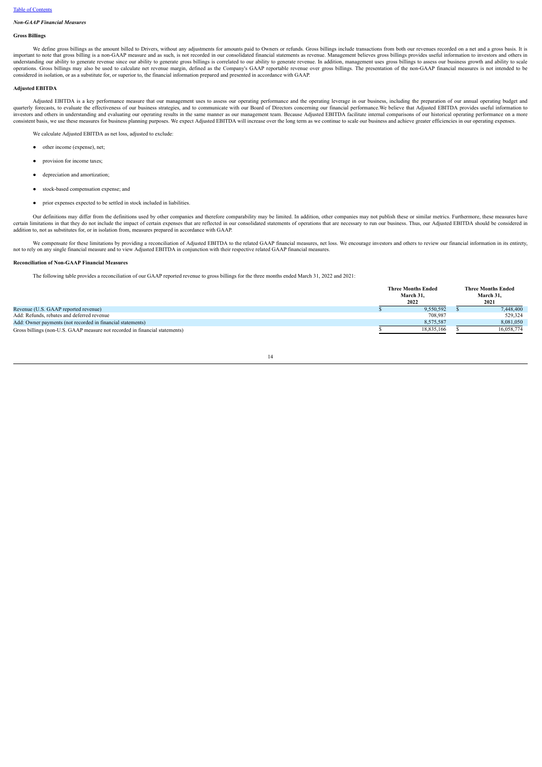*Non-GAAP Financial Measures*

**Gross Billings**

We define gross billings as the amount billed to Drivers, without any adjustments for amounts paid to Owners or refunds. Gross billings include transactions from both our revenues recorded on a net and a gross basis. It is important to note that gross billing is a non-GAAP measure and as such, is not recorded in our consolidated financial statements as revenue. Management believes gross billings provides useful information to investors and others in understanding our ability to generate revenue since our ability to generate gross billings is correlated to our ability to generate revenue. In addition, management uses gross billings to assess our business growth and ability to scale operations. Gross billings may also be used to calculate net revenue margin, defined as the Company's GAAP reportable revenue over gross billings. The presentation of the non-GAAP financial measures is not intended to be considered in isolation, or as a substitute for, or superior to, the financial information prepared and presented in accordance with GAAP.

**Adjusted EBITDA**

Adjusted EBITDA is a key performance measure that our management uses to assess our operating performance and the operating leverage in our business, including the preparation of our annual operating budget and quarterly forecasts, to evaluate the effectiveness of our business strategies, and to communicate with our Board of Directors concerning our financial performance.We believe that Adjusted EBITDA provides useful information to investors and others in understanding and evaluating our operating results in the same manner as our management team. Because Adjusted EBITDA facilitate internal comparisons of our historical operating performance on a more consistent basis, we use these measures for business planning purposes. We expect Adjusted EBITDA will increase over the long term as we continue to scale our business and achieve greater efficiencies in our operating expenses.

We calculate Adjusted EBITDA as net loss, adjusted to exclude:

- other income (expense), net;
- provision for income taxes;
- depreciation and amortization;
- stock-based compensation expense; and
- prior expenses expected to be settled in stock included in liabilities.

Our definitions may differ from the definitions used by other companies and therefore comparability may be limited. In addition, other companies may not publish these or similar metrics. Furthermore, these measures have certain limitations in that they do not include the impact of certain expenses that are reflected in our consolidated statements of operations that are necessary to run our business. Thus, our Adjusted EBITDA should be considered in addition to, not as substitutes for, or in isolation from, measures prepared in accordance with GAAP.

We compensate for these limitations by providing a reconciliation of Adjusted EBITDA to the related GAAP financial measures, net loss. We encourage investors and others to review our financial information in its entirety, not to rely on any single financial measure and to view Adjusted EBITDA in conjunction with their respective related GAAP financial measures.

**Reconciliation of Non-GAAP Financial Measures**

The following table provides a reconciliation of our GAAP reported revenue to gross billings for the three months ended March 31, 2022 and 2021:

| | Three Months Ended March 31, 2022 | Three Months Ended March 31, 2021 |
|---|---|---|
| Revenue (U.S. GAAP reported revenue) | $ 9,550,592 | $ 7,448,400 |
| Add: Refunds, rebates and deferred revenue | 708,987 | 529,324 |
| Add: Owner payments (not recorded in financial statements) | 8,575,587 | 8,081,050 |
| Gross billings (non-U.S. GAAP measure not recorded in financial statements) | $ 18,835,166 | $ 16,058,774 |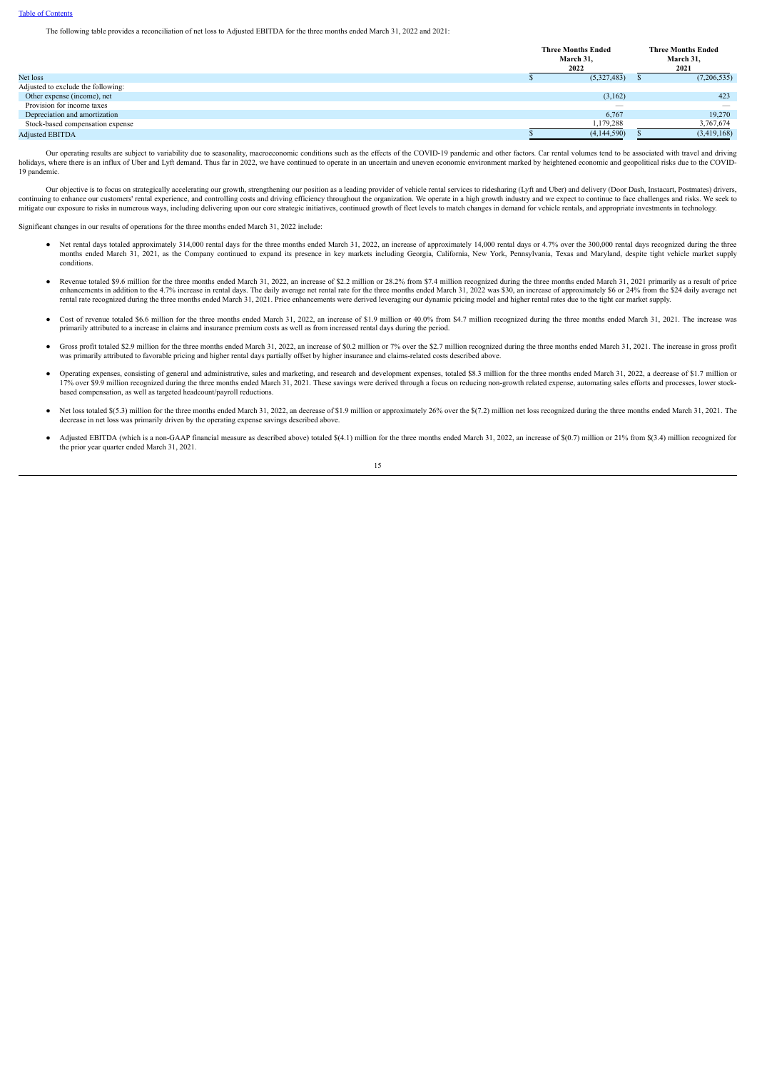The following table provides a reconciliation of net loss to Adjusted EBITDA for the three months ended March 31, 2022 and 2021:

| | Three Months Ended March 31, 2022 | Three Months Ended March 31, 2021 |
|---|---|---|
| Net loss | $ (5,327,483) | $ (7,206,535) |
| Adjusted to exclude the following: | | |
| Other expense (income), net | (3,162) | 423 |
| Provision for income taxes | — | — |
| Depreciation and amortization | 6,767 | 19,270 |
| Stock-based compensation expense | 1,179,288 | 3,767,674 |
| Adjusted EBITDA | $ (4,144,590) | $ (3,419,168) |

Our operating results are subject to variability due to seasonality, macroeconomic conditions such as the effects of the COVID-19 pandemic and other factors. Car rental volumes tend to be associated with travel and driving holidays, where there is an influx of Uber and Lyft demand. Thus far in 2022, we have continued to operate in an uncertain and uneven economic environment marked by heightened economic and geopolitical risks due to the COVID-19 pandemic.

Our objective is to focus on strategically accelerating our growth, strengthening our position as a leading provider of vehicle rental services to ridesharing (Lyft and Uber) and delivery (Door Dash, Instacart, Postmates) drivers, continuing to enhance our customers' rental experience, and controlling costs and driving efficiency throughout the organization. We operate in a high growth industry and we expect to continue to face challenges and risks. We seek to mitigate our exposure to risks in numerous ways, including delivering upon our core strategic initiatives, continued growth of fleet levels to match changes in demand for vehicle rentals, and appropriate investments in technology.

Significant changes in our results of operations for the three months ended March 31, 2022 include:

- Net rental days totaled approximately 314,000 rental days for the three months ended March 31, 2022, an increase of approximately 14,000 rental days or 4.7% over the 300,000 rental days recognized during the three months ended March 31, 2021, as the Company continued to expand its presence in key markets including Georgia, California, New York, Pennsylvania, Texas and Maryland, despite tight vehicle market supply conditions.

- Revenue totaled $9.6 million for the three months ended March 31, 2022, an increase of $2.2 million or 28.2% from $7.4 million recognized during the three months ended March 31, 2021 primarily as a result of price enhancements in addition to the 4.7% increase in rental days. The daily average net rental rate for the three months ended March 31, 2022 was $30, an increase of approximately $6 or 24% from the $24 daily average net rental rate recognized during the three months ended March 31, 2021. Price enhancements were derived leveraging our dynamic pricing model and higher rental rates due to the tight car market supply.

- Cost of revenue totaled $6.6 million for the three months ended March 31, 2022, an increase of $1.9 million or 40.0% from $4.7 million recognized during the three months ended March 31, 2021. The increase was primarily attributed to a increase in claims and insurance premium costs as well as from increased rental days during the period.

- Gross profit totaled $2.9 million for the three months ended March 31, 2022, an increase of $0.2 million or 7% over the $2.7 million recognized during the three months ended March 31, 2021. The increase in gross profit was primarily attributed to favorable pricing and higher rental days partially offset by higher insurance and claims-related costs described above.

- Operating expenses, consisting of general and administrative, sales and marketing, and research and development expenses, totaled $8.3 million for the three months ended March 31, 2022, a decrease of $1.7 million or 17% over $9.9 million recognized during the three months ended March 31, 2021. These savings were derived through a focus on reducing non-growth related expense, automating sales efforts and processes, lower stock-based compensation, as well as targeted headcount/payroll reductions.

- Net loss totaled $(5.3) million for the three months ended March 31, 2022, an decrease of $1.9 million or approximately 26% over the $(7.2) million net loss recognized during the three months ended March 31, 2021. The decrease in net loss was primarily driven by the operating expense savings described above.

- Adjusted EBITDA (which is a non-GAAP financial measure as described above) totaled $(4.1) million for the three months ended March 31, 2022, an increase of $(0.7) million or 21% from $(3.4) million recognized for the prior year quarter ended March 31, 2021.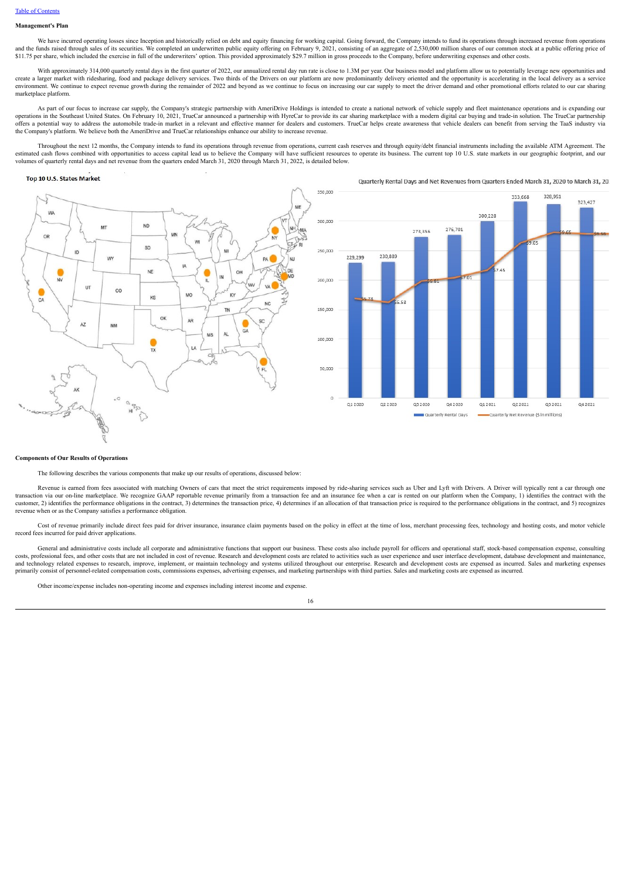[Table of Contents](#)

**Management's Plan**

We have incurred operating losses since Inception and historically relied on debt and equity financing for working capital. Going forward, the Company intends to fund its operations through increased revenue from operations and the funds raised through sales of its securities. We completed an underwritten public equity offering on February 9, 2021, consisting of an aggregate of 2,530,000 million shares of our common stock at a public offering price of $11.75 per share, which included the exercise in full of the underwriters' option. This provided approximately $29.7 million in gross proceeds to the Company, before underwriting expenses and other costs.

With approximately 314,000 quarterly rental days in the first quarter of 2022, our annualized rental day run rate is close to 1.3M per year. Our business model and platform allow us to potentially leverage new opportunities and create a larger market with ridesharing, food and package delivery services. Two thirds of the Drivers on our platform are now predominantly delivery oriented and the opportunity is accelerating in the local delivery as a service environment. We continue to expect revenue growth during the remainder of 2022 and beyond as we continue to focus on increasing our car supply to meet the driver demand and other promotional efforts related to our car sharing marketplace platform.

As part of our focus to increase car supply, the Company's strategic partnership with AmeriDrive Holdings is intended to create a national network of vehicle supply and fleet maintenance operations and is expanding our operations in the Southeast United States. On February 10, 2021, TrueCar announced a partnership with HyreCar to provide its car sharing marketplace with a modern digital car buying and trade-in solution. The TrueCar partnership offers a potential way to address the automobile trade-in market in a relevant and effective manner for dealers and customers. TrueCar helps create awareness that vehicle dealers can benefit from serving the TaaS industry via the Company's platform. We believe both the AmeriDrive and TrueCar relationships enhance our ability to increase revenue.

Throughout the next 12 months, the Company intends to fund its operations through revenue from operations, current cash reserves and through equity/debt financial instruments including the available ATM Agreement. The estimated cash flows combined with opportunities to access capital lead us to believe the Company will have sufficient resources to operate its business. The current top 10 U.S. state markets in our geographic footprint, and our volumes of quarterly rental days and net revenue from the quarters ended March 31, 2020 through March 31, 2022, is detailed below.

**Top 10 U.S. States Market**

Quarterly Rental Days and Net Revenues from Quarters Ended March 31, 2020 to March 31, 2022

| Quarter | Quarterly Rental Days | Quarterly Net Revenue ($ in millions) |
|---|---|---|
| Q1 2020 | 229,299 | $5.78 |
| Q2 2020 | 230,889 | $5.58 |
| Q3 2020 | 273,356 | $6.81 |
| Q4 2020 | 276,701 | $7.01 |
| Q1 2021 | 300,228 | $7.45 |
| Q2 2021 | 333,668 | $9.05 |
| Q3 2021 | 328,951 | $9.66 |
| Q4 2021 | 323,427 | $9.56 |

**Components of Our Results of Operations**

The following describes the various components that make up our results of operations, discussed below:

Revenue is earned from fees associated with matching Owners of cars that meet the strict requirements imposed by ride-sharing services such as Uber and Lyft with Drivers. A Driver will typically rent a car through one transaction via our on-line marketplace. We recognize GAAP reportable revenue primarily from a transaction fee and an insurance fee when a car is rented on our platform when the Company, 1) identifies the contract with the customer, 2) identifies the performance obligations in the contract, 3) determines the transaction price, 4) determines if an allocation of that transaction price is required to the performance obligations in the contract, and 5) recognizes revenue when or as the Company satisfies a performance obligation.

Cost of revenue primarily include direct fees paid for driver insurance, insurance claim payments based on the policy in effect at the time of loss, merchant processing fees, technology and hosting costs, and motor vehicle record fees incurred for paid driver applications.

General and administrative costs include all corporate and administrative functions that support our business. These costs also include payroll for officers and operational staff, stock-based compensation expense, consulting costs, professional fees, and other costs that are not included in cost of revenue. Research and development costs are related to activities such as user experience and user interface development, database development and maintenance, and technology related expenses to research, improve, implement, or maintain technology and systems utilized throughout our enterprise. Research and development costs are expensed as incurred. Sales and marketing expenses primarily consist of personnel-related compensation costs, commissions expenses, advertising expenses, and marketing partnerships with third parties. Sales and marketing costs are expensed as incurred.

Other income/expense includes non-operating income and expenses including interest income and expense.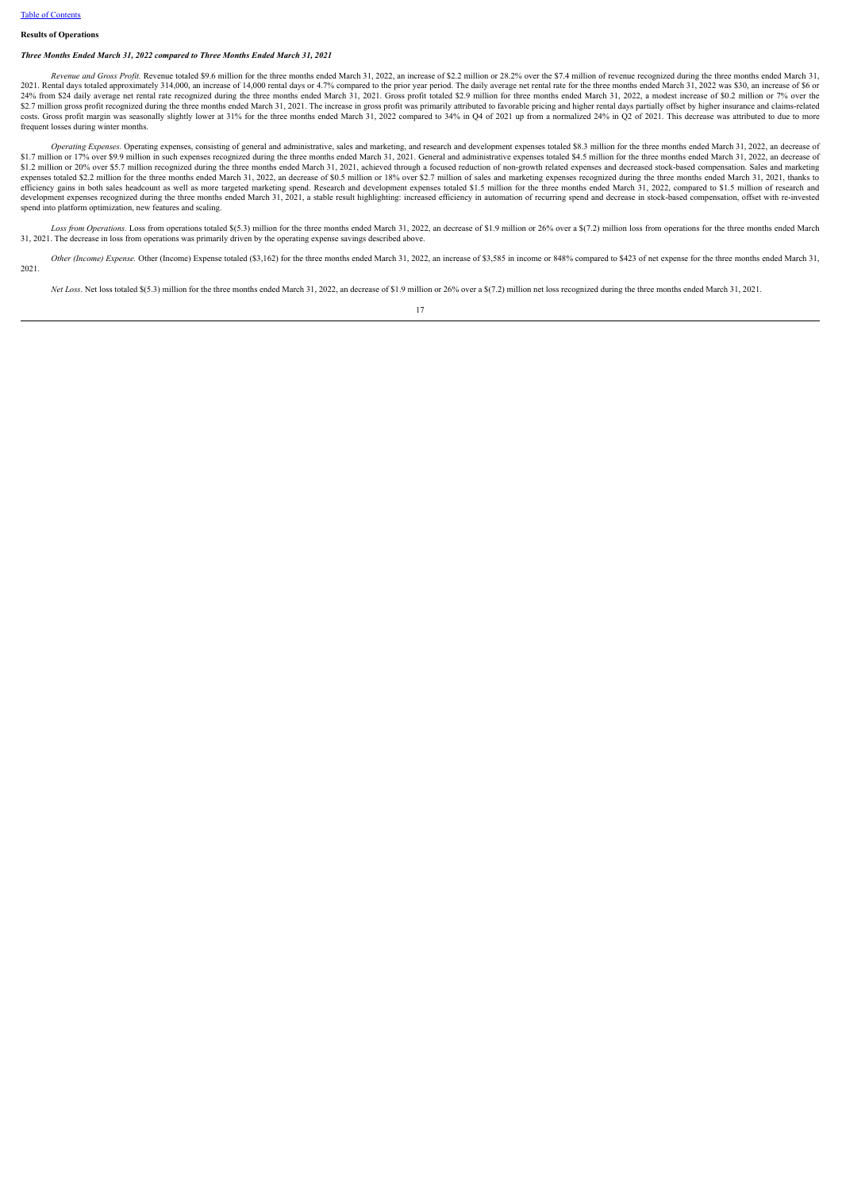[Table of Contents](#)

**Results of Operations**

***Three Months Ended March 31, 2022 compared to Three Months Ended March 31, 2021***

*Revenue and Gross Profit.* Revenue totaled $9.6 million for the three months ended March 31, 2022, an increase of $2.2 million or 28.2% over the $7.4 million of revenue recognized during the three months ended March 31, 2021. Rental days totaled approximately 314,000, an increase of 14,000 rental days or 4.7% compared to the prior year period. The daily average net rental rate for the three months ended March 31, 2022 was $30, an increase of $6 or 24% from $24 daily average net rental rate recognized during the three months ended March 31, 2021. Gross profit totaled $2.9 million for three months ended March 31, 2022, a modest increase of $0.2 million or 7% over the $2.7 million gross profit recognized during the three months ended March 31, 2021. The increase in gross profit was primarily attributed to favorable pricing and higher rental days partially offset by higher insurance and claims-related costs. Gross profit margin was seasonally slightly lower at 31% for the three months ended March 31, 2022 compared to 34% in Q4 of 2021 up from a normalized 24% in Q2 of 2021. This decrease was attributed to due to more frequent losses during winter months.

*Operating Expenses.* Operating expenses, consisting of general and administrative, sales and marketing, and research and development expenses totaled $8.3 million for the three months ended March 31, 2022, an decrease of $1.7 million or 17% over $9.9 million in such expenses recognized during the three months ended March 31, 2021. General and administrative expenses totaled $4.5 million for the three months ended March 31, 2022, an decrease of $1.2 million or 20% over $5.7 million recognized during the three months ended March 31, 2021, achieved through a focused reduction of non-growth related expenses and decreased stock-based compensation. Sales and marketing expenses totaled $2.2 million for the three months ended March 31, 2022, an decrease of $0.5 million or 18% over $2.7 million of sales and marketing expenses recognized during the three months ended March 31, 2021, thanks to efficiency gains in both sales headcount as well as more targeted marketing spend. Research and development expenses totaled $1.5 million for the three months ended March 31, 2022, compared to $1.5 million of research and development expenses recognized during the three months ended March 31, 2021, a stable result highlighting: increased efficiency in automation of recurring spend and decrease in stock-based compensation, offset with re-invested spend into platform optimization, new features and scaling.

*Loss from Operations.* Loss from operations totaled $(5.3) million for the three months ended March 31, 2022, an decrease of $1.9 million or 26% over a $(7.2) million loss from operations for the three months ended March 31, 2021. The decrease in loss from operations was primarily driven by the operating expense savings described above.

*Other (Income) Expense.* Other (Income) Expense totaled ($3,162) for the three months ended March 31, 2022, an increase of $3,585 in income or 848% compared to $423 of net expense for the three months ended March 31, 2021.

*Net Loss*. Net loss totaled $(5.3) million for the three months ended March 31, 2022, an decrease of $1.9 million or 26% over a $(7.2) million net loss recognized during the three months ended March 31, 2021.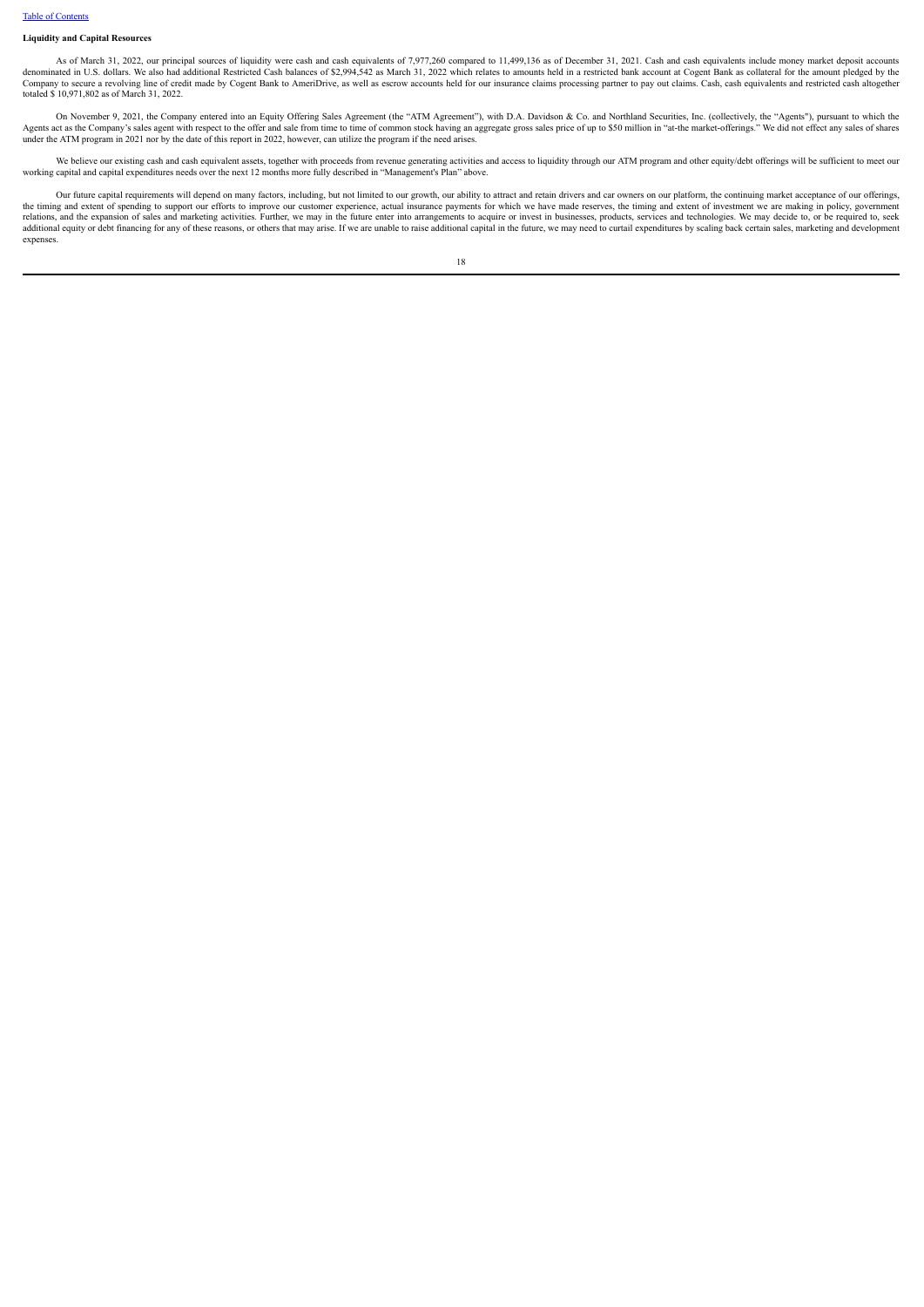**Liquidity and Capital Resources**

As of March 31, 2022, our principal sources of liquidity were cash and cash equivalents of 7,977,260 compared to 11,499,136 as of December 31, 2021. Cash and cash equivalents include money market deposit accounts denominated in U.S. dollars. We also had additional Restricted Cash balances of $2,994,542 as March 31, 2022 which relates to amounts held in a restricted bank account at Cogent Bank as collateral for the amount pledged by the Company to secure a revolving line of credit made by Cogent Bank to AmeriDrive, as well as escrow accounts held for our insurance claims processing partner to pay out claims. Cash, cash equivalents and restricted cash altogether totaled $ 10,971,802 as of March 31, 2022.

On November 9, 2021, the Company entered into an Equity Offering Sales Agreement (the "ATM Agreement"), with D.A. Davidson & Co. and Northland Securities, Inc. (collectively, the "Agents"), pursuant to which the Agents act as the Company's sales agent with respect to the offer and sale from time to time of common stock having an aggregate gross sales price of up to $50 million in "at-the market-offerings." We did not effect any sales of shares under the ATM program in 2021 nor by the date of this report in 2022, however, can utilize the program if the need arises.

We believe our existing cash and cash equivalent assets, together with proceeds from revenue generating activities and access to liquidity through our ATM program and other equity/debt offerings will be sufficient to meet our working capital and capital expenditures needs over the next 12 months more fully described in "Management's Plan" above.

Our future capital requirements will depend on many factors, including, but not limited to our growth, our ability to attract and retain drivers and car owners on our platform, the continuing market acceptance of our offerings, the timing and extent of spending to support our efforts to improve our customer experience, actual insurance payments for which we have made reserves, the timing and extent of investment we are making in policy, government relations, and the expansion of sales and marketing activities. Further, we may in the future enter into arrangements to acquire or invest in businesses, products, services and technologies. We may decide to, or be required to, seek additional equity or debt financing for any of these reasons, or others that may arise. If we are unable to raise additional capital in the future, we may need to curtail expenditures by scaling back certain sales, marketing and development expenses.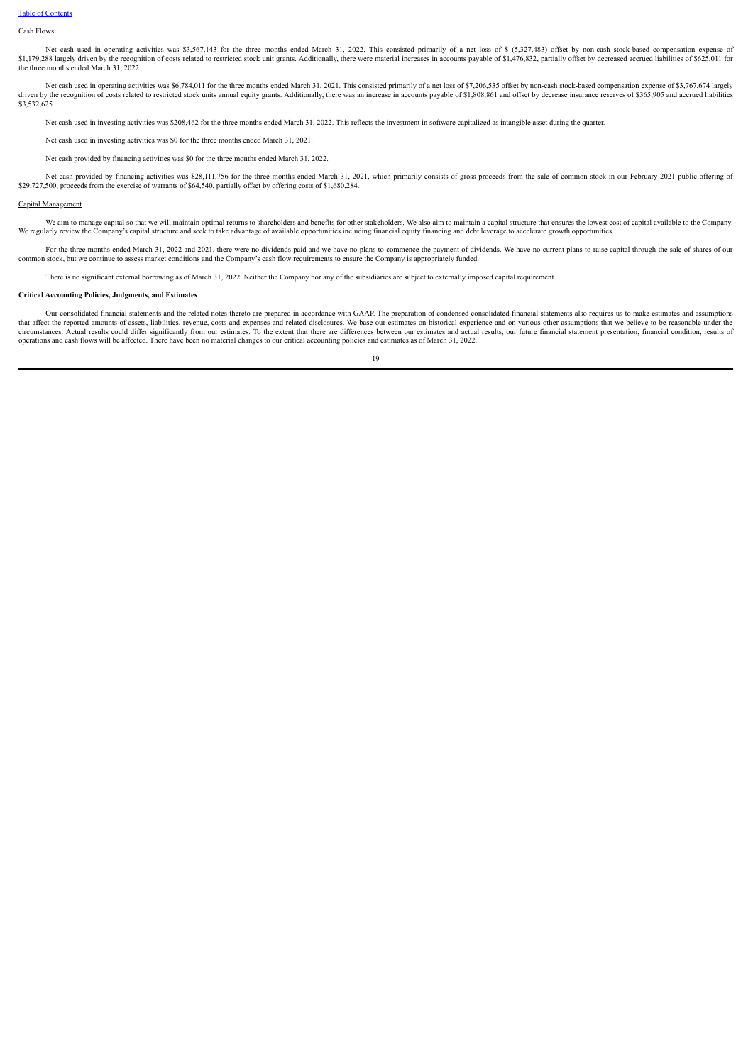[Table of Contents](#)

Cash Flows

Net cash used in operating activities was $3,567,143 for the three months ended March 31, 2022. This consisted primarily of a net loss of $ (5,327,483) offset by non-cash stock-based compensation expense of $1,179,288 largely driven by the recognition of costs related to restricted stock unit grants. Additionally, there were material increases in accounts payable of $1,476,832, partially offset by decreased accrued liabilities of $625,011 for the three months ended March 31, 2022.

Net cash used in operating activities was $6,784,011 for the three months ended March 31, 2021. This consisted primarily of a net loss of $7,206,535 offset by non-cash stock-based compensation expense of $3,767,674 largely driven by the recognition of costs related to restricted stock units annual equity grants. Additionally, there was an increase in accounts payable of $1,808,861 and offset by decrease insurance reserves of $365,905 and accrued liabilities $3,532,625.

Net cash used in investing activities was $208,462 for the three months ended March 31, 2022. This reflects the investment in software capitalized as intangible asset during the quarter.

Net cash used in investing activities was $0 for the three months ended March 31, 2021.

Net cash provided by financing activities was $0 for the three months ended March 31, 2022.

Net cash provided by financing activities was $28,111,756 for the three months ended March 31, 2021, which primarily consists of gross proceeds from the sale of common stock in our February 2021 public offering of $29,727,500, proceeds from the exercise of warrants of $64,540, partially offset by offering costs of $1,680,284.

Capital Management

We aim to manage capital so that we will maintain optimal returns to shareholders and benefits for other stakeholders. We also aim to maintain a capital structure that ensures the lowest cost of capital available to the Company. We regularly review the Company's capital structure and seek to take advantage of available opportunities including financial equity financing and debt leverage to accelerate growth opportunities.

For the three months ended March 31, 2022 and 2021, there were no dividends paid and we have no plans to commence the payment of dividends. We have no current plans to raise capital through the sale of shares of our common stock, but we continue to assess market conditions and the Company's cash flow requirements to ensure the Company is appropriately funded.

There is no significant external borrowing as of March 31, 2022. Neither the Company nor any of the subsidiaries are subject to externally imposed capital requirement.

**Critical Accounting Policies, Judgments, and Estimates**

Our consolidated financial statements and the related notes thereto are prepared in accordance with GAAP. The preparation of condensed consolidated financial statements also requires us to make estimates and assumptions that affect the reported amounts of assets, liabilities, revenue, costs and expenses and related disclosures. We base our estimates on historical experience and on various other assumptions that we believe to be reasonable under the circumstances. Actual results could differ significantly from our estimates. To the extent that there are differences between our estimates and actual results, our future financial statement presentation, financial condition, results of operations and cash flows will be affected. There have been no material changes to our critical accounting policies and estimates as of March 31, 2022.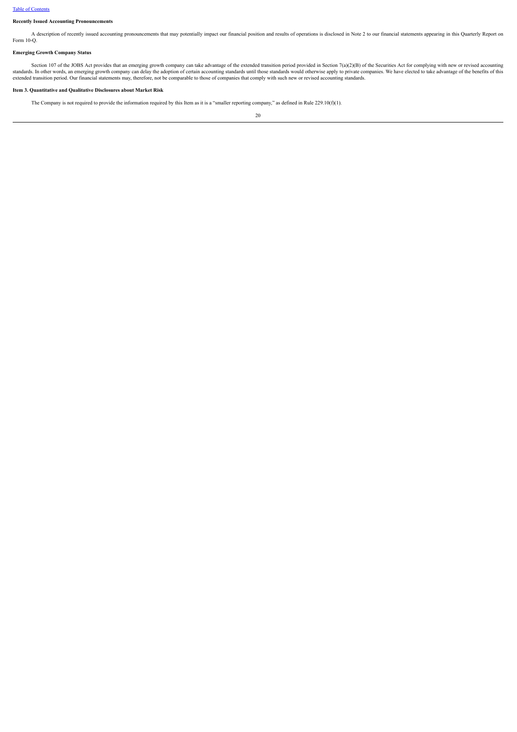**Recently Issued Accounting Pronouncements**

A description of recently issued accounting pronouncements that may potentially impact our financial position and results of operations is disclosed in Note 2 to our financial statements appearing in this Quarterly Report on Form 10-Q.

**Emerging Growth Company Status**

Section 107 of the JOBS Act provides that an emerging growth company can take advantage of the extended transition period provided in Section 7(a)(2)(B) of the Securities Act for complying with new or revised accounting standards. In other words, an emerging growth company can delay the adoption of certain accounting standards until those standards would otherwise apply to private companies. We have elected to take advantage of the benefits of this extended transition period. Our financial statements may, therefore, not be comparable to those of companies that comply with such new or revised accounting standards.

**Item 3. Quantitative and Qualitative Disclosures about Market Risk**

The Company is not required to provide the information required by this Item as it is a "smaller reporting company," as defined in Rule 229.10(f)(1).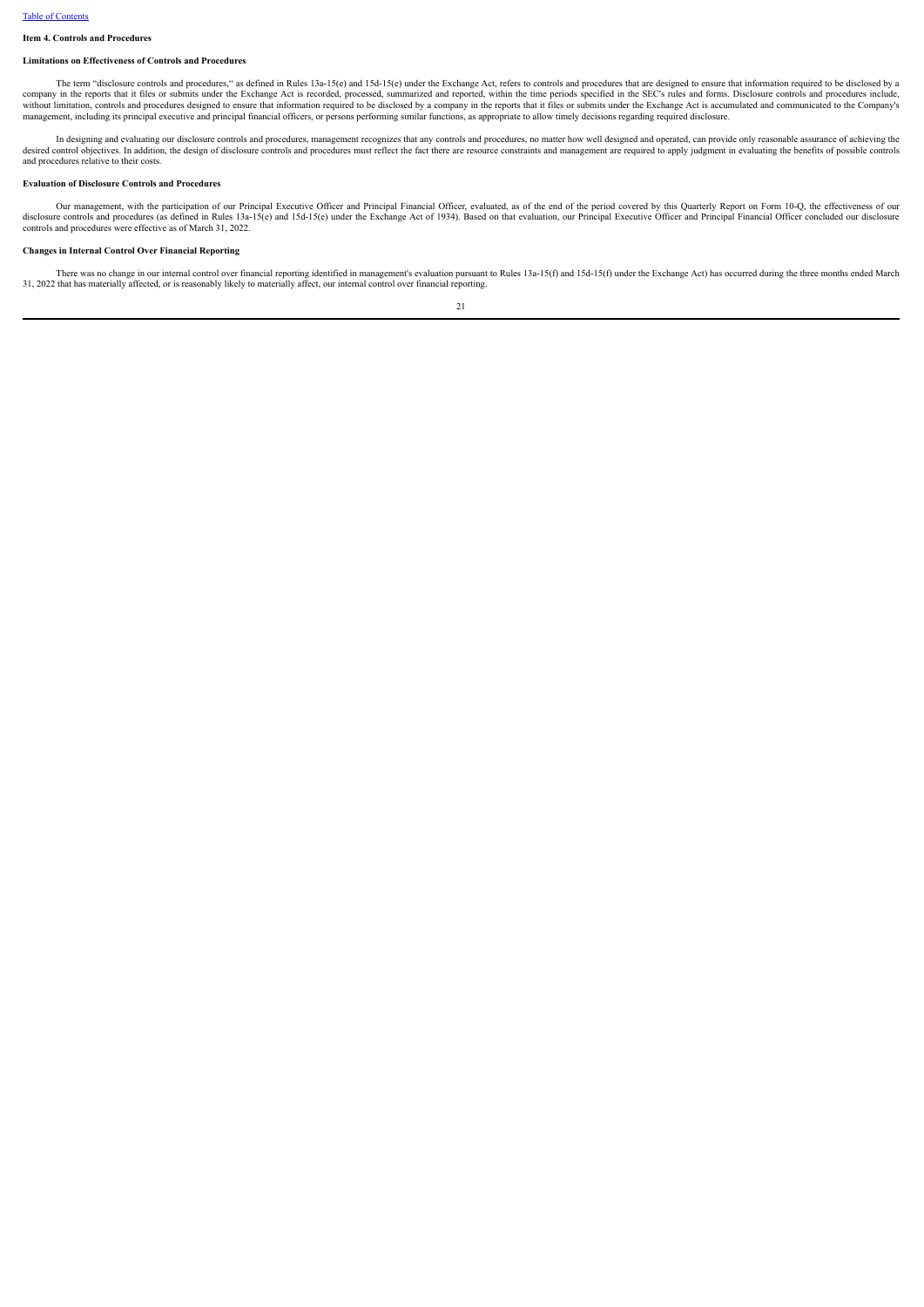## Item 4. Controls and Procedures

### Limitations on Effectiveness of Controls and Procedures

The term "disclosure controls and procedures," as defined in Rules 13a-15(e) and 15d-15(e) under the Exchange Act, refers to controls and procedures that are designed to ensure that information required to be disclosed by a company in the reports that it files or submits under the Exchange Act is recorded, processed, summarized and reported, within the time periods specified in the SEC's rules and forms. Disclosure controls and procedures include, without limitation, controls and procedures designed to ensure that information required to be disclosed by a company in the reports that it files or submits under the Exchange Act is accumulated and communicated to the Company's management, including its principal executive and principal financial officers, or persons performing similar functions, as appropriate to allow timely decisions regarding required disclosure.

In designing and evaluating our disclosure controls and procedures, management recognizes that any controls and procedures, no matter how well designed and operated, can provide only reasonable assurance of achieving the desired control objectives. In addition, the design of disclosure controls and procedures must reflect the fact there are resource constraints and management are required to apply judgment in evaluating the benefits of possible controls and procedures relative to their costs.

### Evaluation of Disclosure Controls and Procedures

Our management, with the participation of our Principal Executive Officer and Principal Financial Officer, evaluated, as of the end of the period covered by this Quarterly Report on Form 10-Q, the effectiveness of our disclosure controls and procedures (as defined in Rules 13a-15(e) and 15d-15(e) under the Exchange Act of 1934). Based on that evaluation, our Principal Executive Officer and Principal Financial Officer concluded our disclosure controls and procedures were effective as of March 31, 2022.

### Changes in Internal Control Over Financial Reporting

There was no change in our internal control over financial reporting identified in management's evaluation pursuant to Rules 13a-15(f) and 15d-15(f) under the Exchange Act) has occurred during the three months ended March 31, 2022 that has materially affected, or is reasonably likely to materially affect, our internal control over financial reporting.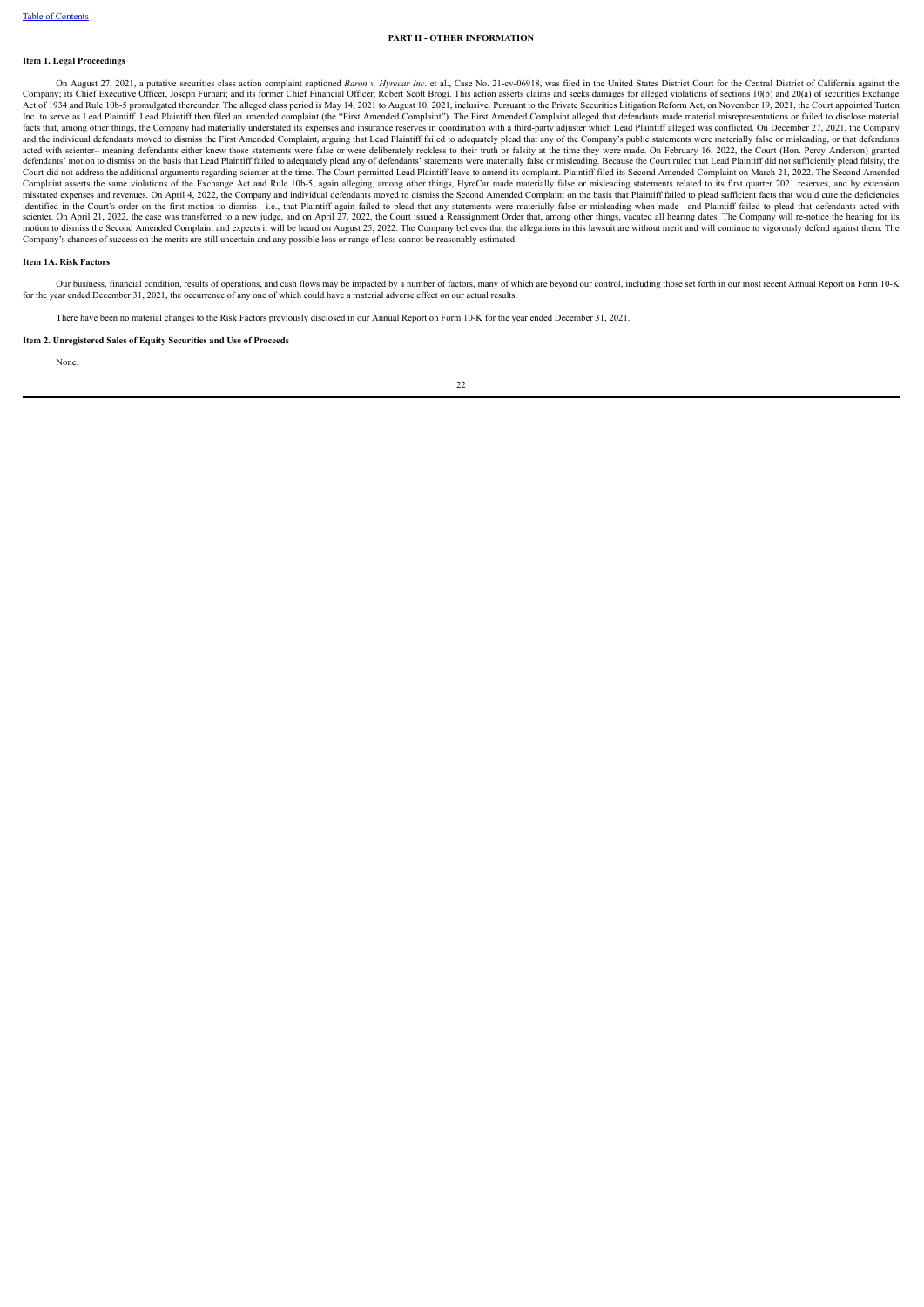## PART II - OTHER INFORMATION

### Item 1. Legal Proceedings

On August 27, 2021, a putative securities class action complaint captioned *Baron v. Hyrecar Inc*. et al., Case No. 21-cv-06918, was filed in the United States District Court for the Central District of California against the Company; its Chief Executive Officer, Joseph Furnari; and its former Chief Financial Officer, Robert Scott Brogi. This action asserts claims and seeks damages for alleged violations of sections 10(b) and 20(a) of securities Exchange Act of 1934 and Rule 10b-5 promulgated thereunder. The alleged class period is May 14, 2021 to August 10, 2021, inclusive. Pursuant to the Private Securities Litigation Reform Act, on November 19, 2021, the Court appointed Turton Inc. to serve as Lead Plaintiff. Lead Plaintiff then filed an amended complaint (the "First Amended Complaint"). The First Amended Complaint alleged that defendants made material misrepresentations or failed to disclose material facts that, among other things, the Company had materially understated its expenses and insurance reserves in coordination with a third-party adjuster which Lead Plaintiff alleged was conflicted. On December 27, 2021, the Company and the individual defendants moved to dismiss the First Amended Complaint, arguing that Lead Plaintiff failed to adequately plead that any of the Company's public statements were materially false or misleading, or that defendants acted with scienter– meaning defendants either knew those statements were false or were deliberately reckless to their truth or falsity at the time they were made. On February 16, 2022, the Court (Hon. Percy Anderson) granted defendants' motion to dismiss on the basis that Lead Plaintiff failed to adequately plead any of defendants' statements were materially false or misleading. Because the Court ruled that Lead Plaintiff did not sufficiently plead falsity, the Court did not address the additional arguments regarding scienter at the time. The Court permitted Lead Plaintiff leave to amend its complaint. Plaintiff filed its Second Amended Complaint on March 21, 2022. The Second Amended Complaint asserts the same violations of the Exchange Act and Rule 10b-5, again alleging, among other things, HyreCar made materially false or misleading statements related to its first quarter 2021 reserves, and by extension misstated expenses and revenues. On April 4, 2022, the Company and individual defendants moved to dismiss the Second Amended Complaint on the basis that Plaintiff failed to plead sufficient facts that would cure the deficiencies identified in the Court's order on the first motion to dismiss—i.e., that Plaintiff again failed to plead that any statements were materially false or misleading when made—and Plaintiff failed to plead that defendants acted with scienter. On April 21, 2022, the case was transferred to a new judge, and on April 27, 2022, the Court issued a Reassignment Order that, among other things, vacated all hearing dates. The Company will re-notice the hearing for its motion to dismiss the Second Amended Complaint and expects it will be heard on August 25, 2022. The Company believes that the allegations in this lawsuit are without merit and will continue to vigorously defend against them. The Company's chances of success on the merits are still uncertain and any possible loss or range of loss cannot be reasonably estimated.

### Item 1A. Risk Factors

Our business, financial condition, results of operations, and cash flows may be impacted by a number of factors, many of which are beyond our control, including those set forth in our most recent Annual Report on Form 10-K for the year ended December 31, 2021, the occurrence of any one of which could have a material adverse effect on our actual results.

There have been no material changes to the Risk Factors previously disclosed in our Annual Report on Form 10-K for the year ended December 31, 2021.

### Item 2. Unregistered Sales of Equity Securities and Use of Proceeds

None.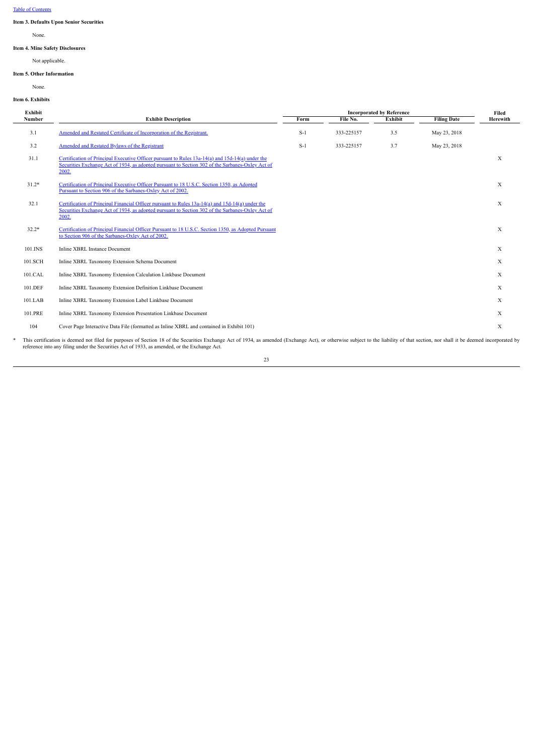Table of Contents

**Item 3. Defaults Upon Senior Securities**

None.

**Item 4. Mine Safety Disclosures**

Not applicable.

**Item 5. Other Information**

None.

**Item 6. Exhibits**

| Exhibit Number | Exhibit Description | Incorporated by Reference | | | | Filed Herewith |
|---|---|---|---|---|---|---|
| | | Form | File No. | Exhibit | Filing Date | |
| 3.1 | Amended and Restated Certificate of Incorporation of the Registrant. | S-1 | 333-225157 | 3.5 | May 23, 2018 | |
| 3.2 | Amended and Restated Bylaws of the Registrant | S-1 | 333-225157 | 3.7 | May 23, 2018 | |
| 31.1 | Certification of Principal Executive Officer pursuant to Rules 13a-14(a) and 15d-14(a) under the Securities Exchange Act of 1934, as adopted pursuant to Section 302 of the Sarbanes-Oxley Act of 2002. | | | | | X |
| 31.2* | Certification of Principal Executive Officer Pursuant to 18 U.S.C. Section 1350, as Adopted Pursuant to Section 906 of the Sarbanes-Oxley Act of 2002. | | | | | X |
| 32.1 | Certification of Principal Financial Officer pursuant to Rules 13a-14(a) and 15d-14(a) under the Securities Exchange Act of 1934, as adopted pursuant to Section 302 of the Sarbanes-Oxley Act of 2002. | | | | | X |
| 32.2* | Certification of Principal Financial Officer Pursuant to 18 U.S.C. Section 1350, as Adopted Pursuant to Section 906 of the Sarbanes-Oxley Act of 2002. | | | | | X |
| 101.INS | Inline XBRL Instance Document | | | | | X |
| 101.SCH | Inline XBRL Taxonomy Extension Schema Document | | | | | X |
| 101.CAL | Inline XBRL Taxonomy Extension Calculation Linkbase Document | | | | | X |
| 101.DEF | Inline XBRL Taxonomy Extension Definition Linkbase Document | | | | | X |
| 101.LAB | Inline XBRL Taxonomy Extension Label Linkbase Document | | | | | X |
| 101.PRE | Inline XBRL Taxonomy Extension Presentation Linkbase Document | | | | | X |
| 104 | Cover Page Interactive Data File (formatted as Inline XBRL and contained in Exhibit 101) | | | | | X |

\* This certification is deemed not filed for purposes of Section 18 of the Securities Exchange Act of 1934, as amended (Exchange Act), or otherwise subject to the liability of that section, nor shall it be deemed incorporated by reference into any filing under the Securities Act of 1933, as amended, or the Exchange Act.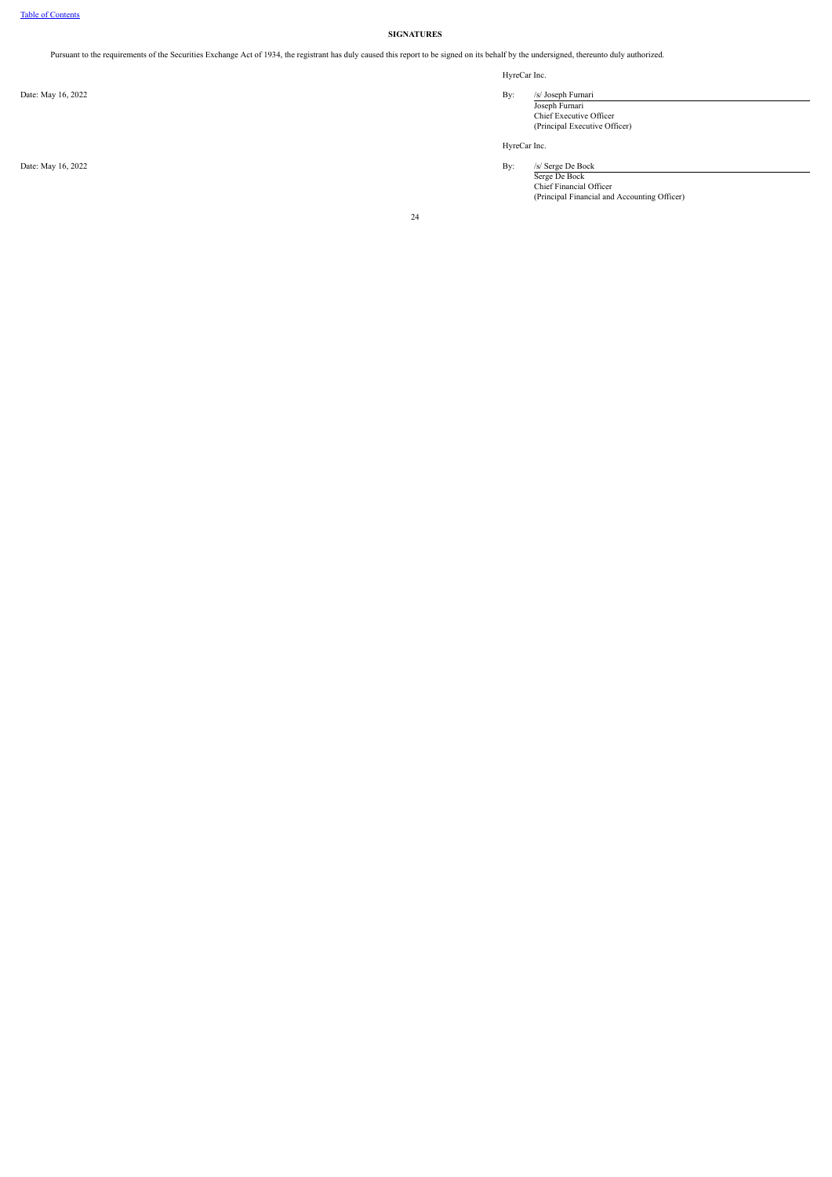## SIGNATURES

Pursuant to the requirements of the Securities Exchange Act of 1934, the registrant has duly caused this report to be signed on its behalf by the undersigned, thereunto duly authorized.

| | HyreCar Inc. |
|---|---|
| Date: May 16, 2022 | By: /s/ Joseph Furnari |
| | Joseph Furnari |
| | Chief Executive Officer |
| | (Principal Executive Officer) |
| | HyreCar Inc. |
| Date: May 16, 2022 | By: /s/ Serge De Bock |
| | Serge De Bock |
| | Chief Financial Officer |
| | (Principal Financial and Accounting Officer) |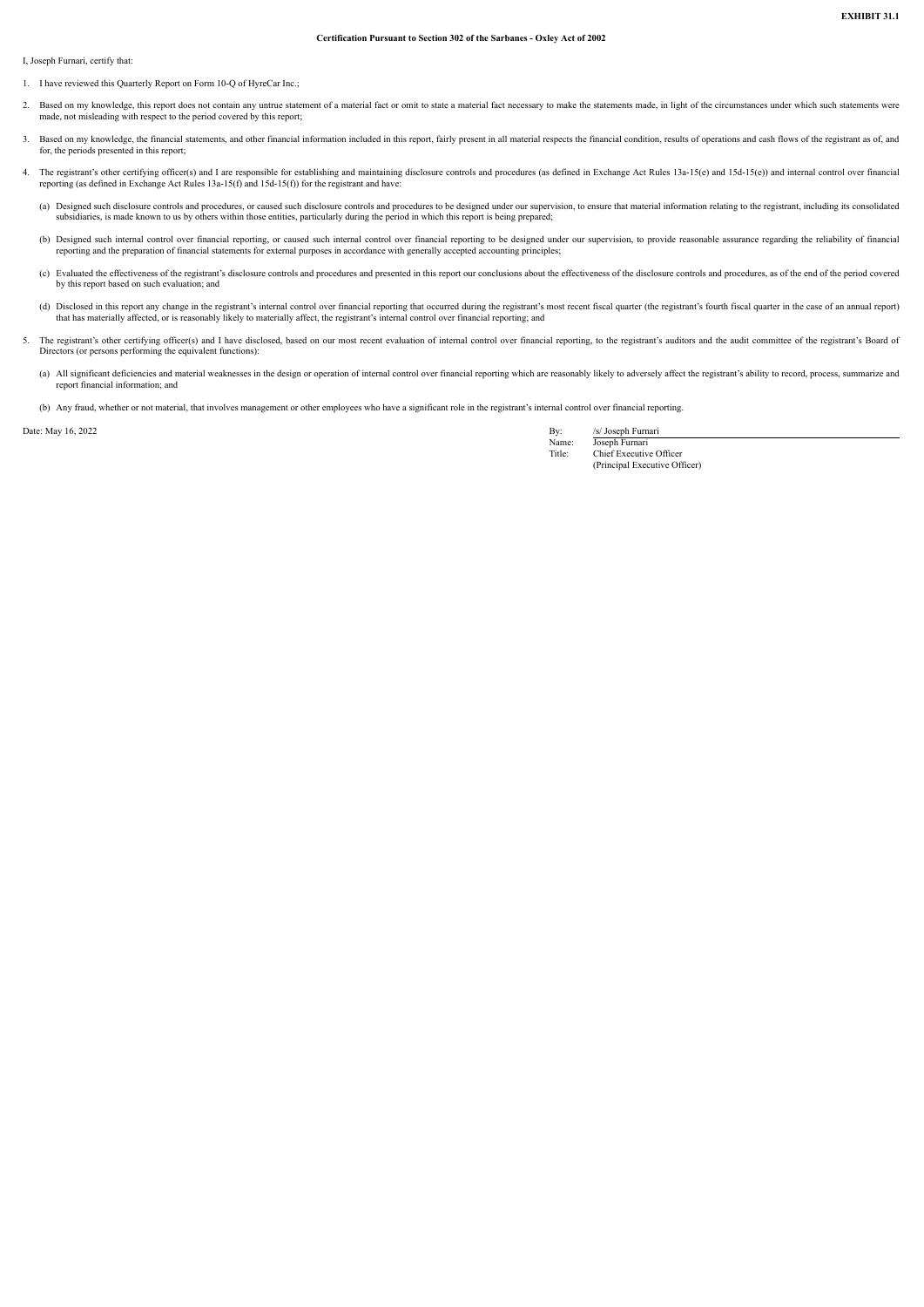**EXHIBIT 31.1**

**Certification Pursuant to Section 302 of the Sarbanes - Oxley Act of 2002**

I, Joseph Furnari, certify that:

1. I have reviewed this Quarterly Report on Form 10-Q of HyreCar Inc.;

2. Based on my knowledge, this report does not contain any untrue statement of a material fact or omit to state a material fact necessary to make the statements made, in light of the circumstances under which such statements were made, not misleading with respect to the period covered by this report;

3. Based on my knowledge, the financial statements, and other financial information included in this report, fairly present in all material respects the financial condition, results of operations and cash flows of the registrant as of, and for, the periods presented in this report;

4. The registrant's other certifying officer(s) and I are responsible for establishing and maintaining disclosure controls and procedures (as defined in Exchange Act Rules 13a-15(e) and 15d-15(e)) and internal control over financial reporting (as defined in Exchange Act Rules 13a-15(f) and 15d-15(f)) for the registrant and have:

   (a) Designed such disclosure controls and procedures, or caused such disclosure controls and procedures to be designed under our supervision, to ensure that material information relating to the registrant, including its consolidated subsidiaries, is made known to us by others within those entities, particularly during the period in which this report is being prepared;

   (b) Designed such internal control over financial reporting, or caused such internal control over financial reporting to be designed under our supervision, to provide reasonable assurance regarding the reliability of financial reporting and the preparation of financial statements for external purposes in accordance with generally accepted accounting principles;

   (c) Evaluated the effectiveness of the registrant's disclosure controls and procedures and presented in this report our conclusions about the effectiveness of the disclosure controls and procedures, as of the end of the period covered by this report based on such evaluation; and

   (d) Disclosed in this report any change in the registrant's internal control over financial reporting that occurred during the registrant's most recent fiscal quarter (the registrant's fourth fiscal quarter in the case of an annual report) that has materially affected, or is reasonably likely to materially affect, the registrant's internal control over financial reporting; and

5. The registrant's other certifying officer(s) and I have disclosed, based on our most recent evaluation of internal control over financial reporting, to the registrant's auditors and the audit committee of the registrant's Board of Directors (or persons performing the equivalent functions):

   (a) All significant deficiencies and material weaknesses in the design or operation of internal control over financial reporting which are reasonably likely to adversely affect the registrant's ability to record, process, summarize and report financial information; and

   (b) Any fraud, whether or not material, that involves management or other employees who have a significant role in the registrant's internal control over financial reporting.

Date: May 16, 2022

By: /s/ Joseph Furnari
Name: Joseph Furnari
Title: Chief Executive Officer
(Principal Executive Officer)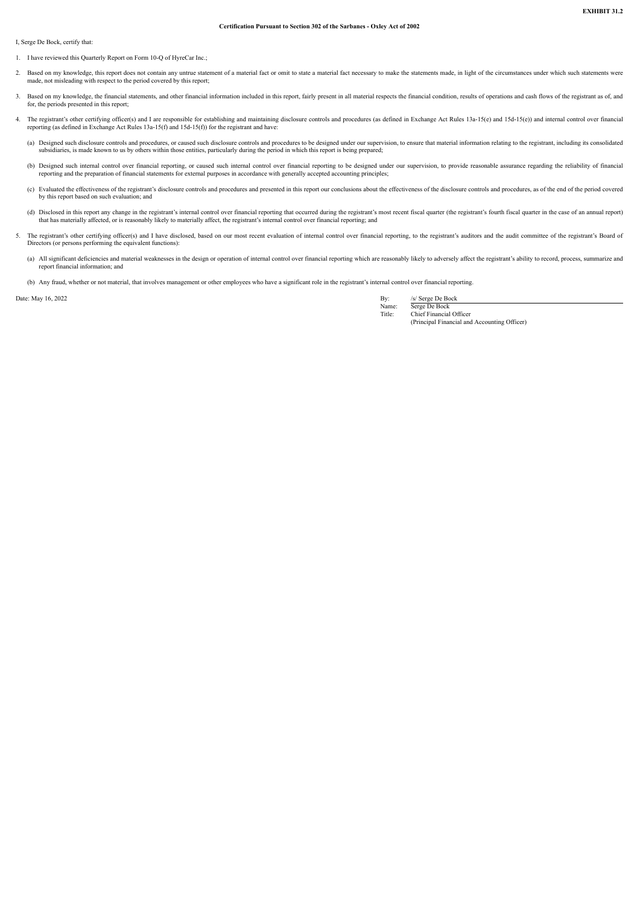**EXHIBIT 31.2**

**Certification Pursuant to Section 302 of the Sarbanes - Oxley Act of 2002**

I, Serge De Bock, certify that:

1. I have reviewed this Quarterly Report on Form 10-Q of HyreCar Inc.;

2. Based on my knowledge, this report does not contain any untrue statement of a material fact or omit to state a material fact necessary to make the statements made, in light of the circumstances under which such statements were made, not misleading with respect to the period covered by this report;

3. Based on my knowledge, the financial statements, and other financial information included in this report, fairly present in all material respects the financial condition, results of operations and cash flows of the registrant as of, and for, the periods presented in this report;

4. The registrant's other certifying officer(s) and I are responsible for establishing and maintaining disclosure controls and procedures (as defined in Exchange Act Rules 13a-15(e) and 15d-15(e)) and internal control over financial reporting (as defined in Exchange Act Rules 13a-15(f) and 15d-15(f)) for the registrant and have:

   (a) Designed such disclosure controls and procedures, or caused such disclosure controls and procedures to be designed under our supervision, to ensure that material information relating to the registrant, including its consolidated subsidiaries, is made known to us by others within those entities, particularly during the period in which this report is being prepared;

   (b) Designed such internal control over financial reporting, or caused such internal control over financial reporting to be designed under our supervision, to provide reasonable assurance regarding the reliability of financial reporting and the preparation of financial statements for external purposes in accordance with generally accepted accounting principles;

   (c) Evaluated the effectiveness of the registrant's disclosure controls and procedures and presented in this report our conclusions about the effectiveness of the disclosure controls and procedures, as of the end of the period covered by this report based on such evaluation; and

   (d) Disclosed in this report any change in the registrant's internal control over financial reporting that occurred during the registrant's most recent fiscal quarter (the registrant's fourth fiscal quarter in the case of an annual report) that has materially affected, or is reasonably likely to materially affect, the registrant's internal control over financial reporting; and

5. The registrant's other certifying officer(s) and I have disclosed, based on our most recent evaluation of internal control over financial reporting, to the registrant's auditors and the audit committee of the registrant's Board of Directors (or persons performing the equivalent functions):

   (a) All significant deficiencies and material weaknesses in the design or operation of internal control over financial reporting which are reasonably likely to adversely affect the registrant's ability to record, process, summarize and report financial information; and

   (b) Any fraud, whether or not material, that involves management or other employees who have a significant role in the registrant's internal control over financial reporting.

Date: May 16, 2022

By: /s/ Serge De Bock
Name: Serge De Bock
Title: Chief Financial Officer
(Principal Financial and Accounting Officer)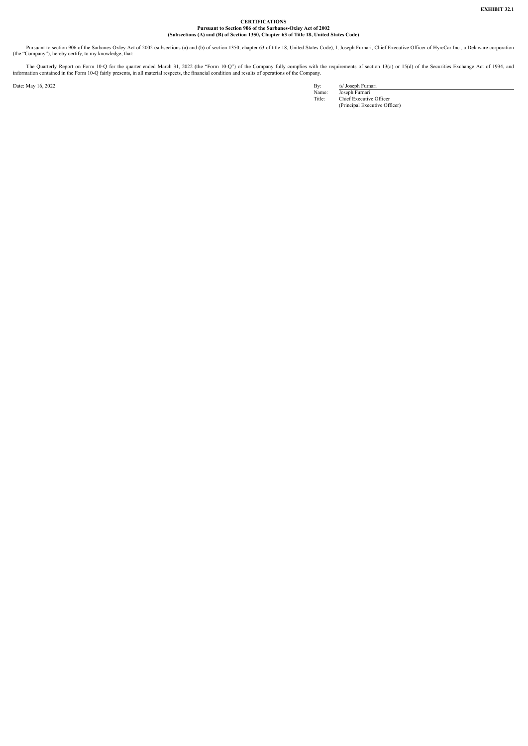**EXHIBIT 32.1**

**CERTIFICATIONS**
**Pursuant to Section 906 of the Sarbanes-Oxley Act of 2002**
**(Subsections (A) and (B) of Section 1350, Chapter 63 of Title 18, United States Code)**

Pursuant to section 906 of the Sarbanes-Oxley Act of 2002 (subsections (a) and (b) of section 1350, chapter 63 of title 18, United States Code), I, Joseph Furnari, Chief Executive Officer of HyreCar Inc., a Delaware corporation (the "Company"), hereby certify, to my knowledge, that:

The Quarterly Report on Form 10-Q for the quarter ended March 31, 2022 (the "Form 10-Q") of the Company fully complies with the requirements of section 13(a) or 15(d) of the Securities Exchange Act of 1934, and information contained in the Form 10-Q fairly presents, in all material respects, the financial condition and results of operations of the Company.

Date: May 16, 2022

By: /s/ Joseph Furnari
Name: Joseph Furnari
Title: Chief Executive Officer
(Principal Executive Officer)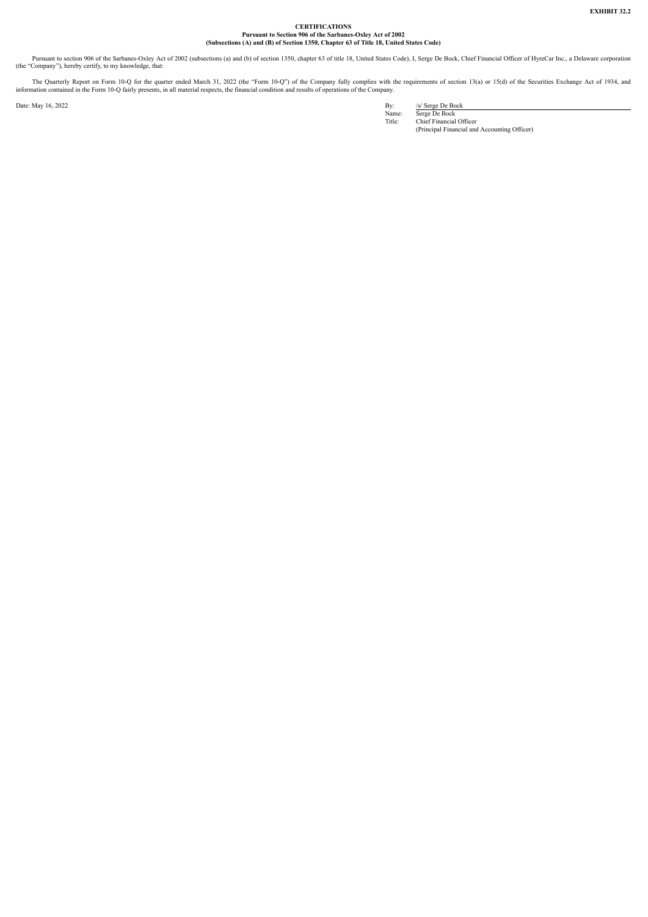**EXHIBIT 32.2**

**CERTIFICATIONS**
**Pursuant to Section 906 of the Sarbanes-Oxley Act of 2002**
**(Subsections (A) and (B) of Section 1350, Chapter 63 of Title 18, United States Code)**

Pursuant to section 906 of the Sarbanes-Oxley Act of 2002 (subsections (a) and (b) of section 1350, chapter 63 of title 18, United States Code), I, Serge De Bock, Chief Financial Officer of HyreCar Inc., a Delaware corporation (the "Company"), hereby certify, to my knowledge, that:

The Quarterly Report on Form 10-Q for the quarter ended March 31, 2022 (the "Form 10-Q") of the Company fully complies with the requirements of section 13(a) or 15(d) of the Securities Exchange Act of 1934, and information contained in the Form 10-Q fairly presents, in all material respects, the financial condition and results of operations of the Company.

Date: May 16, 2022

| | |
|---|---|
| By: | /s/ Serge De Bock |
| Name: | Serge De Bock |
| Title: | Chief Financial Officer<br>(Principal Financial and Accounting Officer) |